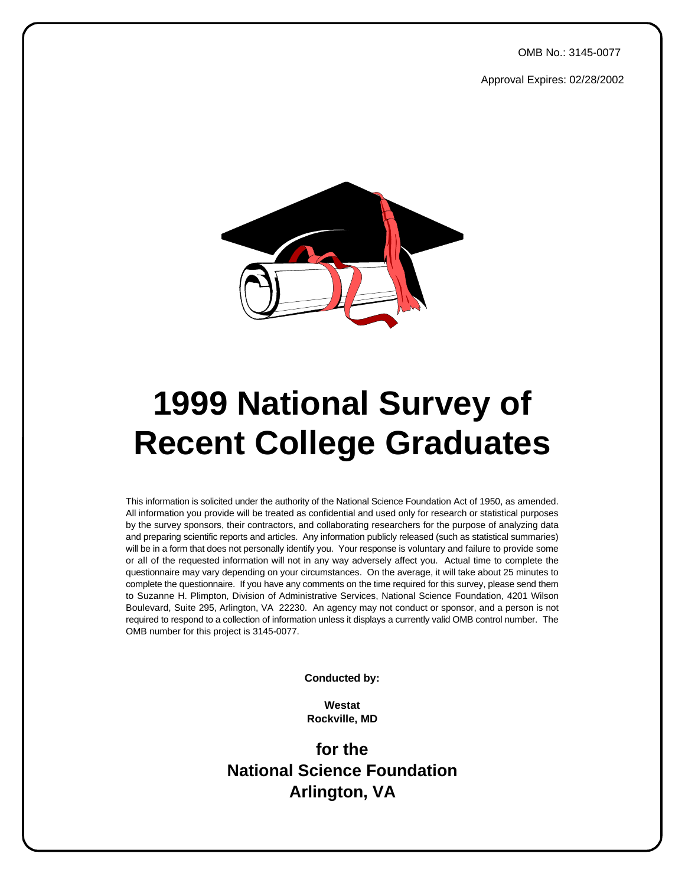OMB No.: 3145-0077

Approval Expires: 02/28/2002

# 1999 National Survey of Recent College Graduates

This information is solicited under the authority of the National Science Foundation Act of 1950, as amended. All information you provide will be treated as confidential and used only for research or statistical purposes by the survey sponsors, their contractors, and collaborating researchers for the purpose of analyzing data and preparing scientific reports and articles. Any information publicly released (such as statistical summaries) will be in a form that does not personally identify you. Your response is voluntary and failure to provide some or all of the requested information will not in any way adversely affect you. Actual time to complete the questionnaire may vary depending on your circumstances. On the average, it will take about 25 minutes to complete the questionnaire. If you have any comments on the time required for this survey, please send them to Suzanne H. Plimpton, Division of Administrative Services, National Science Foundation, 4201 Wilson Boulevard, Suite 295, Arlington, VA 22230. An agency may not conduct or sponsor, and a person is not required to respond to a collection of information unless it displays a currently valid OMB control number. The OMB number for this project is 3145-0077.

**Conducted by:**

**Westat**
**Rockville, MD**

**for the**
**National Science Foundation**
**Arlington, VA**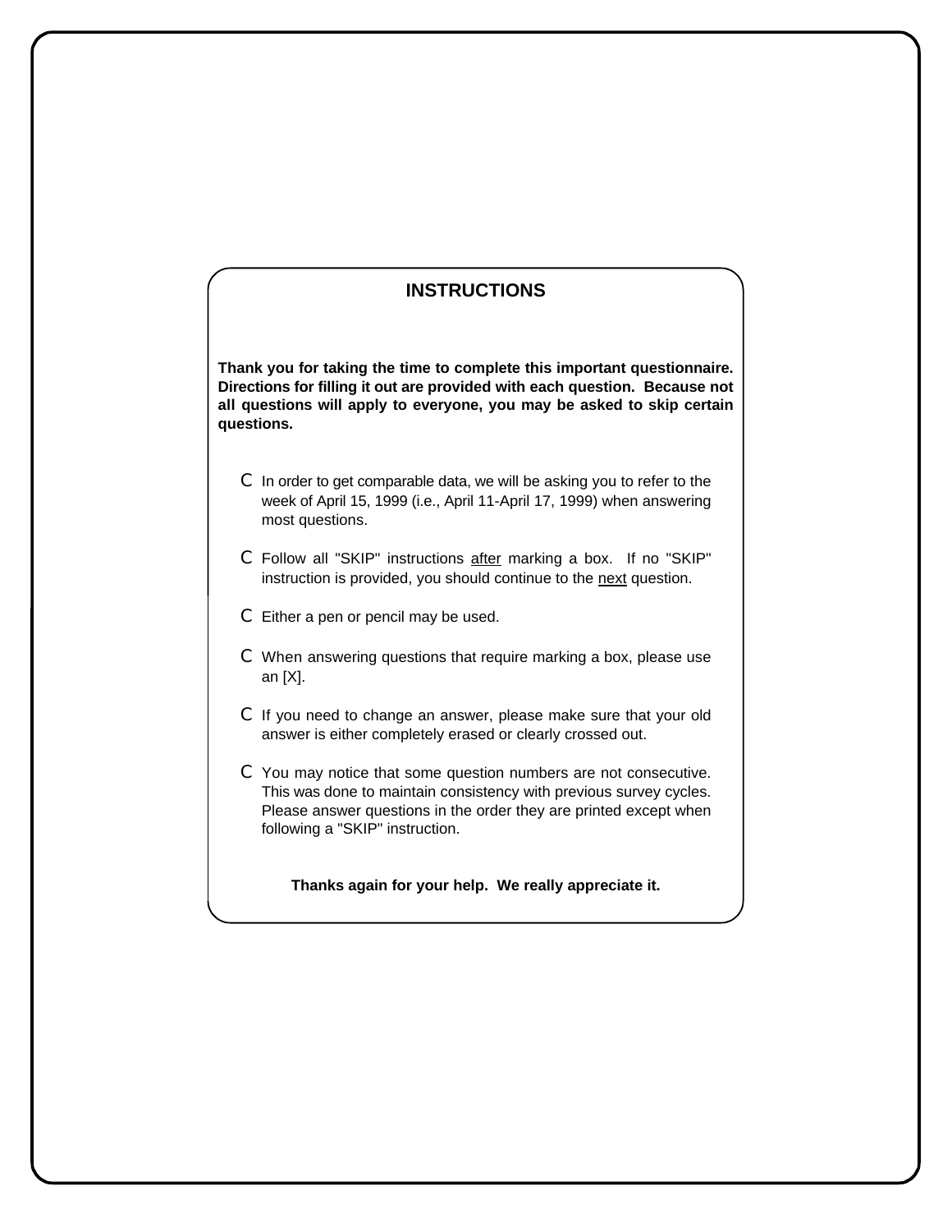## INSTRUCTIONS

**Thank you for taking the time to complete this important questionnaire. Directions for filling it out are provided with each question. Because not all questions will apply to everyone, you may be asked to skip certain questions.**

- In order to get comparable data, we will be asking you to refer to the week of April 15, 1999 (i.e., April 11-April 17, 1999) when answering most questions.
- Follow all "SKIP" instructions <u>after</u> marking a box. If no "SKIP" instruction is provided, you should continue to the <u>next</u> question.
- Either a pen or pencil may be used.
- When answering questions that require marking a box, please use an [X].
- If you need to change an answer, please make sure that your old answer is either completely erased or clearly crossed out.
- You may notice that some question numbers are not consecutive. This was done to maintain consistency with previous survey cycles. Please answer questions in the order they are printed except when following a "SKIP" instruction.

**Thanks again for your help. We really appreciate it.**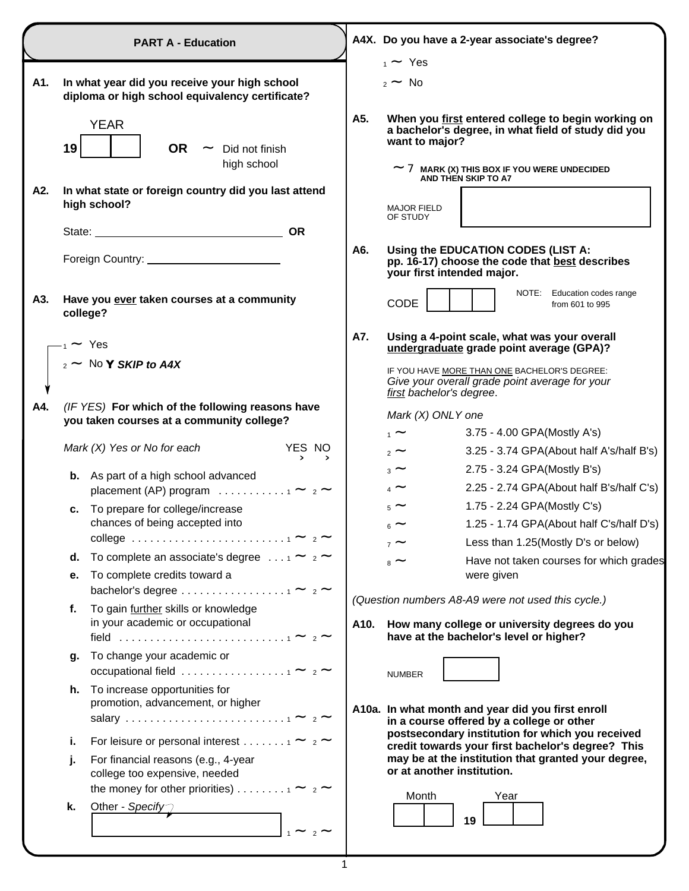## PART A - Education

**A1. In what year did you receive your high school diploma or high school equivalency certificate?**

YEAR

19 ☐☐ **OR** ☐ Did not finish high school

**A2. In what state or foreign country did you last attend high school?**

State: ______________________ **OR**

Foreign Country: ______________________

**A3. Have you ever taken courses at a community college?**

1 ☐ Yes

2 ☐ No → ***SKIP to A4X***

**A4.** *(IF YES)* **For which of the following reasons have you taken courses at a community college?**

*Mark (X) Yes or No for each*

| | | YES | NO |
|---|---|---|---|
| b. | As part of a high school advanced placement (AP) program | 1 ☐ | 2 ☐ |
| c. | To prepare for college/increase chances of being accepted into college | 1 ☐ | 2 ☐ |
| d. | To complete an associate's degree | 1 ☐ | 2 ☐ |
| e. | To complete credits toward a bachelor's degree | 1 ☐ | 2 ☐ |
| f. | To gain further skills or knowledge in your academic or occupational field | 1 ☐ | 2 ☐ |
| g. | To change your academic or occupational field | 1 ☐ | 2 ☐ |
| h. | To increase opportunities for promotion, advancement, or higher salary | 1 ☐ | 2 ☐ |
| i. | For leisure or personal interest | 1 ☐ | 2 ☐ |
| j. | For financial reasons (e.g., 4-year college too expensive, needed the money for other priorities) | 1 ☐ | 2 ☐ |
| k. | Other - *Specify* ______________ | 1 ☐ | 2 ☐ |

**A4X. Do you have a 2-year associate's degree?**

1 ☐ Yes

2 ☐ No

**A5. When you first entered college to begin working on a bachelor's degree, in what field of study did you want to major?**

☐ 7 MARK (X) THIS BOX IF YOU WERE UNDECIDED AND THEN SKIP TO A7

MAJOR FIELD OF STUDY ______________

**A6. Using the EDUCATION CODES (LIST A: pp. 16-17) choose the code that best describes your first intended major.**

CODE ☐☐☐

NOTE: Education codes range from 601 to 995

**A7. Using a 4-point scale, what was your overall undergraduate grade point average (GPA)?**

IF YOU HAVE MORE THAN ONE BACHELOR'S DEGREE: *Give your overall grade point average for your first bachelor's degree.*

*Mark (X) ONLY one*

1 ☐ 3.75 - 4.00 GPA(Mostly A's)

2 ☐ 3.25 - 3.74 GPA(About half A's/half B's)

3 ☐ 2.75 - 3.24 GPA(Mostly B's)

4 ☐ 2.25 - 2.74 GPA(About half B's/half C's)

5 ☐ 1.75 - 2.24 GPA(Mostly C's)

6 ☐ 1.25 - 1.74 GPA(About half C's/half D's)

7 ☐ Less than 1.25(Mostly D's or below)

8 ☐ Have not taken courses for which grades were given

*(Question numbers A8-A9 were not used this cycle.)*

**A10. How many college or university degrees do you have at the bachelor's level or higher?**

NUMBER ☐

**A10a. In what month and year did you first enroll in a course offered by a college or other postsecondary institution for which you received credit towards your first bachelor's degree? This may be at the institution that granted your degree, or at another institution.**

Month ☐☐ Year 19 ☐☐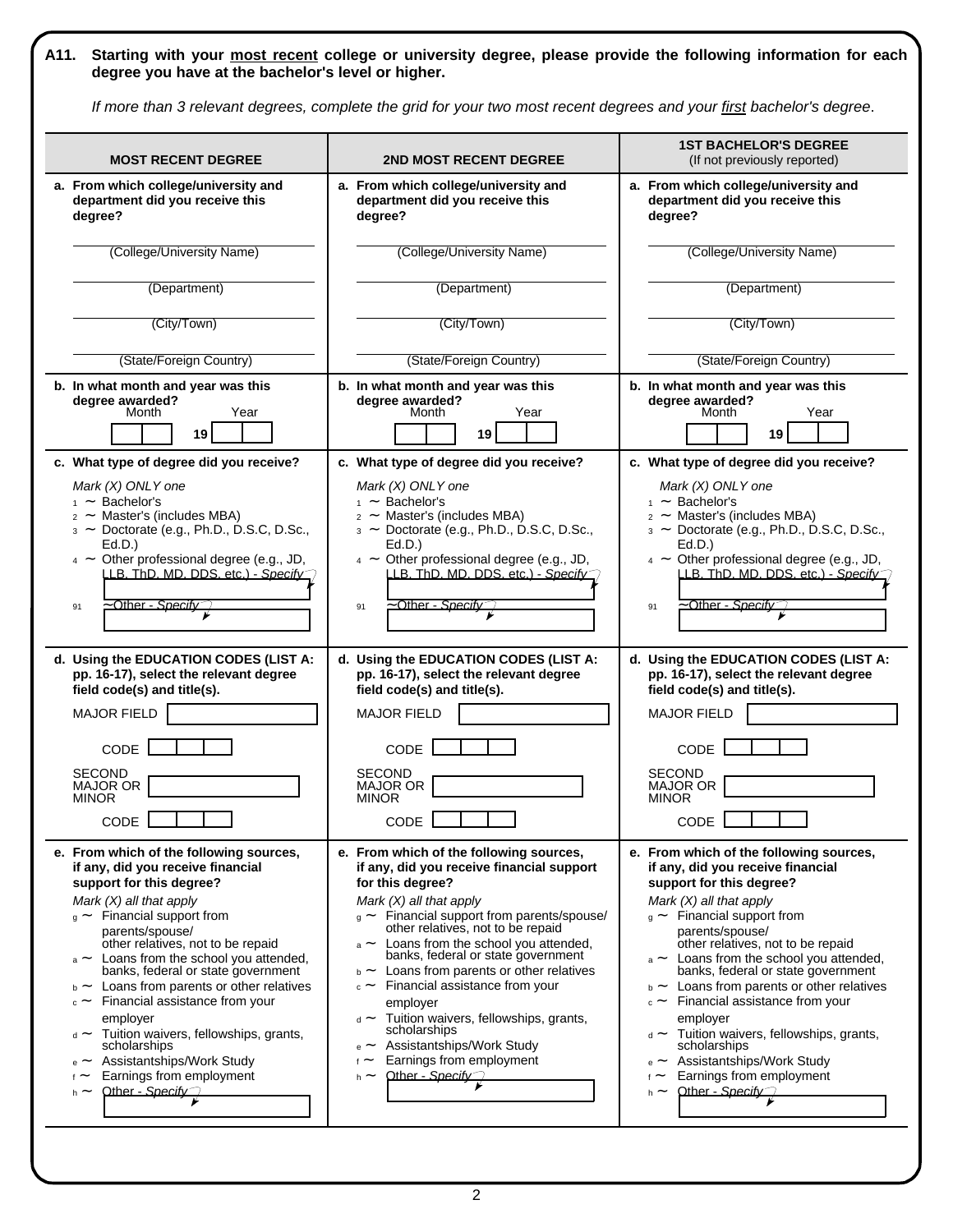**A11. Starting with your most recent college or university degree, please provide the following information for each degree you have at the bachelor's level or higher.**

*If more than 3 relevant degrees, complete the grid for your two most recent degrees and your first bachelor's degree.*

| MOST RECENT DEGREE | 2ND MOST RECENT DEGREE | 1ST BACHELOR'S DEGREE (If not previously reported) |
|---|---|---|
| **a. From which college/university and department did you receive this degree?** | **a. From which college/university and department did you receive this degree?** | **a. From which college/university and department did you receive this degree?** |
| (College/University Name) | (College/University Name) | (College/University Name) |
| (Department) | (Department) | (Department) |
| (City/Town) | (City/Town) | (City/Town) |
| (State/Foreign Country) | (State/Foreign Country) | (State/Foreign Country) |
| **b. In what month and year was this degree awarded?** Month ___ Year 19 ___ | **b. In what month and year was this degree awarded?** Month ___ Year 19 ___ | **b. In what month and year was this degree awarded?** Month ___ Year 19 ___ |
| **c. What type of degree did you receive?** *Mark (X) ONLY one* <br> 1 ~ Bachelor's <br> 2 ~ Master's (includes MBA) <br> 3 ~ Doctorate (e.g., Ph.D., D.S.C, D.Sc., Ed.D.) <br> 4 ~ Other professional degree (e.g., JD, LLB, ThD, MD, DDS, etc.) - *Specify* <br> 91 ~ Other - *Specify* | **c. What type of degree did you receive?** *Mark (X) ONLY one* <br> 1 ~ Bachelor's <br> 2 ~ Master's (includes MBA) <br> 3 ~ Doctorate (e.g., Ph.D., D.S.C, D.Sc., Ed.D.) <br> 4 ~ Other professional degree (e.g., JD, LLB, ThD, MD, DDS, etc.) - *Specify* <br> 91 ~ Other - *Specify* | **c. What type of degree did you receive?** *Mark (X) ONLY one* <br> 1 ~ Bachelor's <br> 2 ~ Master's (includes MBA) <br> 3 ~ Doctorate (e.g., Ph.D., D.S.C, D.Sc., Ed.D.) <br> 4 ~ Other professional degree (e.g., JD, LLB, ThD, MD, DDS, etc.) - *Specify* <br> 91 ~ Other - *Specify* |
| **d. Using the EDUCATION CODES (LIST A: pp. 16-17), select the relevant degree field code(s) and title(s).** <br> MAJOR FIELD ___ <br> CODE ___ <br> SECOND MAJOR OR MINOR ___ <br> CODE ___ | **d. Using the EDUCATION CODES (LIST A: pp. 16-17), select the relevant degree field code(s) and title(s).** <br> MAJOR FIELD ___ <br> CODE ___ <br> SECOND MAJOR OR MINOR ___ <br> CODE ___ | **d. Using the EDUCATION CODES (LIST A: pp. 16-17), select the relevant degree field code(s) and title(s).** <br> MAJOR FIELD ___ <br> CODE ___ <br> SECOND MAJOR OR MINOR ___ <br> CODE ___ |
| **e. From which of the following sources, if any, did you receive financial support for this degree?** *Mark (X) all that apply* <br> g ~ Financial support from parents/spouse/ other relatives, not to be repaid <br> a ~ Loans from the school you attended, banks, federal or state government <br> b ~ Loans from parents or other relatives <br> c ~ Financial assistance from your employer <br> d ~ Tuition waivers, fellowships, grants, scholarships <br> e ~ Assistantships/Work Study <br> f ~ Earnings from employment <br> h ~ Other - *Specify* | **e. From which of the following sources, if any, did you receive financial support for this degree?** *Mark (X) all that apply* <br> g ~ Financial support from parents/spouse/ other relatives, not to be repaid <br> a ~ Loans from the school you attended, banks, federal or state government <br> b ~ Loans from parents or other relatives <br> c ~ Financial assistance from your employer <br> d ~ Tuition waivers, fellowships, grants, scholarships <br> e ~ Assistantships/Work Study <br> f ~ Earnings from employment <br> h ~ Other - *Specify* | **e. From which of the following sources, if any, did you receive financial support for this degree?** *Mark (X) all that apply* <br> g ~ Financial support from parents/spouse/ other relatives, not to be repaid <br> a ~ Loans from the school you attended, banks, federal or state government <br> b ~ Loans from parents or other relatives <br> c ~ Financial assistance from your employer <br> d ~ Tuition waivers, fellowships, grants, scholarships <br> e ~ Assistantships/Work Study <br> f ~ Earnings from employment <br> h ~ Other - *Specify* |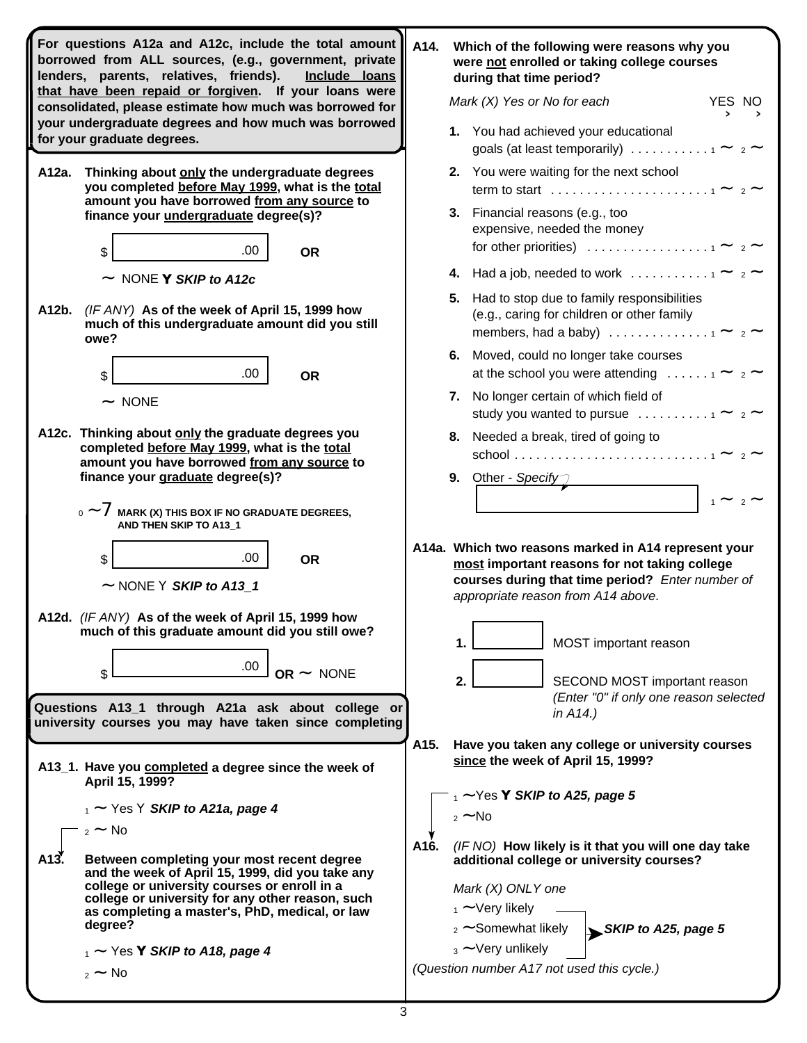**For questions A12a and A12c, include the total amount borrowed from ALL sources, (e.g., government, private lenders, parents, relatives, friends). Include loans that have been repaid or forgiven. If your loans were consolidated, please estimate how much was borrowed for your undergraduate degrees and how much was borrowed for your graduate degrees.**

**A12a. Thinking about only the undergraduate degrees you completed before May 1999, what is the total amount you have borrowed from any source to finance your undergraduate degree(s)?**

$ [ .00 ] **OR**

~ NONE Y ***SKIP to A12c***

**A12b.** *(IF ANY)* **As of the week of April 15, 1999 how much of this undergraduate amount did you still owe?**

$ [ .00 ] **OR**

~ NONE

**A12c. Thinking about only the graduate degrees you completed before May 1999, what is the total amount you have borrowed from any source to finance your graduate degree(s)?**

0 ~7 **MARK (X) THIS BOX IF NO GRADUATE DEGREES, AND THEN SKIP TO A13_1**

$ [ .00 ] **OR**

~ NONE Y ***SKIP to A13_1***

**A12d.** *(IF ANY)* **As of the week of April 15, 1999 how much of this graduate amount did you still owe?**

$ [ .00 ] **OR** ~ NONE

**Questions A13_1 through A21a ask about college or university courses you may have taken since completing**

**A13_1. Have you completed a degree since the week of April 15, 1999?**

1 ~ Yes Y ***SKIP to A21a, page 4***

2 ~ No

**A13. Between completing your most recent degree and the week of April 15, 1999, did you take any college or university courses or enroll in a college or university for any other reason, such as completing a master's, PhD, medical, or law degree?**

1 ~ Yes Y ***SKIP to A18, page 4***

2 ~ No

**A14. Which of the following were reasons why you were not enrolled or taking college courses during that time period?**

*Mark (X) Yes or No for each*

| | YES | NO |
|---|---|---|
| **1.** You had achieved your educational goals (at least temporarily) | 1 ~ | 2 ~ |
| **2.** You were waiting for the next school term to start | 1 ~ | 2 ~ |
| **3.** Financial reasons (e.g., too expensive, needed the money for other priorities) | 1 ~ | 2 ~ |
| **4.** Had a job, needed to work | 1 ~ | 2 ~ |
| **5.** Had to stop due to family responsibilities (e.g., caring for children or other family members, had a baby) | 1 ~ | 2 ~ |
| **6.** Moved, could no longer take courses at the school you were attending | 1 ~ | 2 ~ |
| **7.** No longer certain of which field of study you wanted to pursue | 1 ~ | 2 ~ |
| **8.** Needed a break, tired of going to school | 1 ~ | 2 ~ |
| **9.** Other - *Specify* [ ] | 1 ~ | 2 ~ |

**A14a. Which two reasons marked in A14 represent your most important reasons for not taking college courses during that time period?** *Enter number of appropriate reason from A14 above.*

**1.** [ ] MOST important reason

**2.** [ ] SECOND MOST important reason *(Enter "0" if only one reason selected in A14.)*

**A15. Have you taken any college or university courses since the week of April 15, 1999?**

1 ~Yes Y ***SKIP to A25, page 5***

2 ~No

**A16.** *(IF NO)* **How likely is it that you will one day take additional college or university courses?**

*Mark (X) ONLY one*

1 ~Very likely

2 ~Somewhat likely

3 ~Very unlikely

→ ***SKIP to A25, page 5***

*(Question number A17 not used this cycle.)*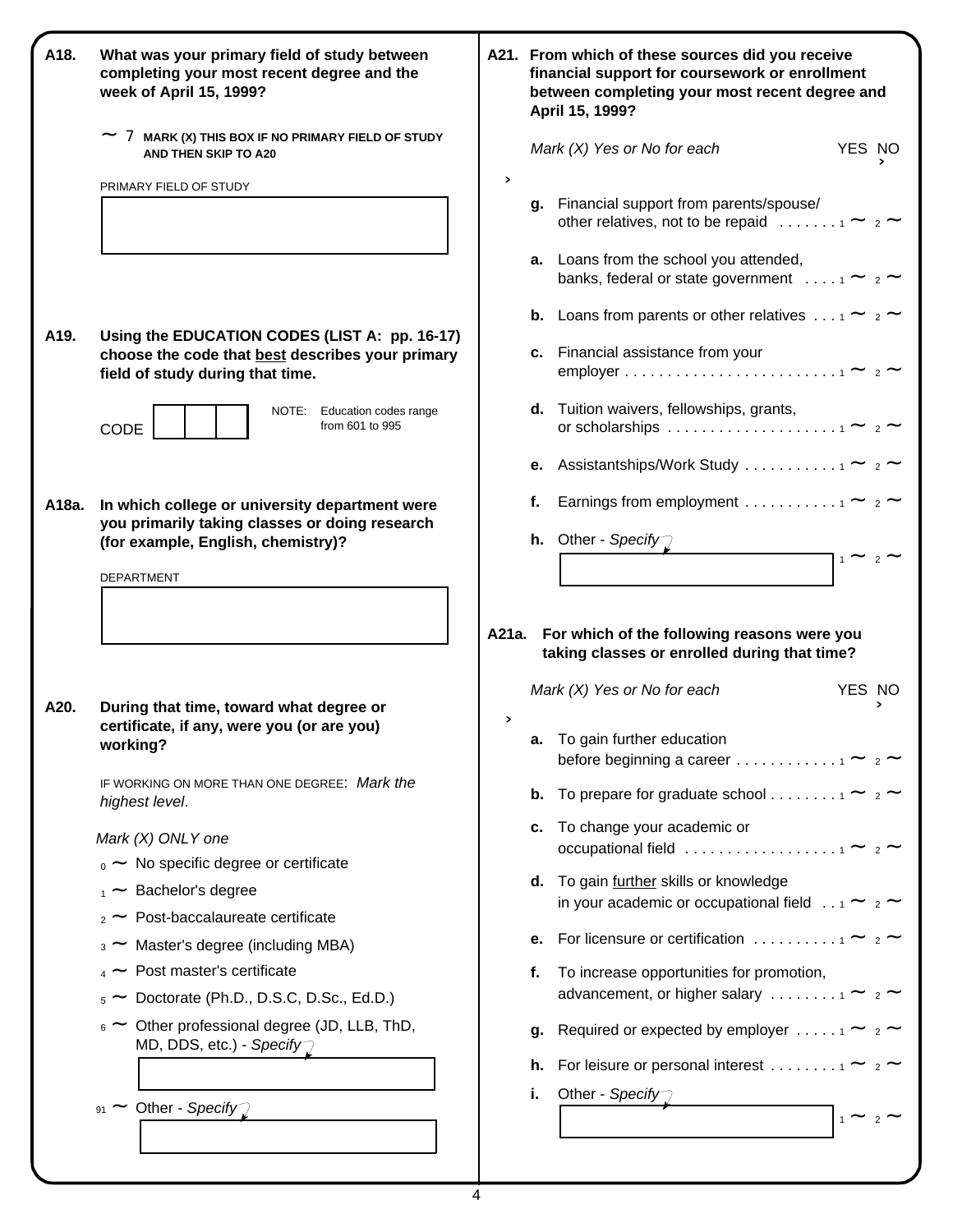**A18.** **What was your primary field of study between completing your most recent degree and the week of April 15, 1999?**

~ 7 MARK (X) THIS BOX IF NO PRIMARY FIELD OF STUDY AND THEN SKIP TO A20

PRIMARY FIELD OF STUDY

[ ]

**A19.** **Using the EDUCATION CODES (LIST A: pp. 16-17) choose the code that best describes your primary field of study during that time.**

CODE [ | | ]

NOTE: Education codes range from 601 to 995

**A18a.** **In which college or university department were you primarily taking classes or doing research (for example, English, chemistry)?**

DEPARTMENT

[ ]

**A20.** **During that time, toward what degree or certificate, if any, were you (or are you) working?**

IF WORKING ON MORE THAN ONE DEGREE: *Mark the highest level.*

*Mark (X) ONLY one*

- 0 ~ No specific degree or certificate
- 1 ~ Bachelor's degree
- 2 ~ Post-baccalaureate certificate
- 3 ~ Master's degree (including MBA)
- 4 ~ Post master's certificate
- 5 ~ Doctorate (Ph.D., D.S.C, D.Sc., Ed.D.)
- 6 ~ Other professional degree (JD, LLB, ThD, MD, DDS, etc.) - *Specify*

  [ ]

- 91 ~ Other - *Specify*

  [ ]

**A21.** **From which of these sources did you receive financial support for coursework or enrollment between completing your most recent degree and April 15, 1999?**

*Mark (X) Yes or No for each*

| | YES | NO |
|---|---|---|
| **g.** Financial support from parents/spouse/ other relatives, not to be repaid | 1 ~ | 2 ~ |
| **a.** Loans from the school you attended, banks, federal or state government | 1 ~ | 2 ~ |
| **b.** Loans from parents or other relatives | 1 ~ | 2 ~ |
| **c.** Financial assistance from your employer | 1 ~ | 2 ~ |
| **d.** Tuition waivers, fellowships, grants, or scholarships | 1 ~ | 2 ~ |
| **e.** Assistantships/Work Study | 1 ~ | 2 ~ |
| **f.** Earnings from employment | 1 ~ | 2 ~ |
| **h.** Other - *Specify* [ ] | 1 ~ | 2 ~ |

**A21a.** **For which of the following reasons were you taking classes or enrolled during that time?**

*Mark (X) Yes or No for each*

| | YES | NO |
|---|---|---|
| **a.** To gain further education before beginning a career | 1 ~ | 2 ~ |
| **b.** To prepare for graduate school | 1 ~ | 2 ~ |
| **c.** To change your academic or occupational field | 1 ~ | 2 ~ |
| **d.** To gain further skills or knowledge in your academic or occupational field | 1 ~ | 2 ~ |
| **e.** For licensure or certification | 1 ~ | 2 ~ |
| **f.** To increase opportunities for promotion, advancement, or higher salary | 1 ~ | 2 ~ |
| **g.** Required or expected by employer | 1 ~ | 2 ~ |
| **h.** For leisure or personal interest | 1 ~ | 2 ~ |
| **i.** Other - *Specify* [ ] | 1 ~ | 2 ~ |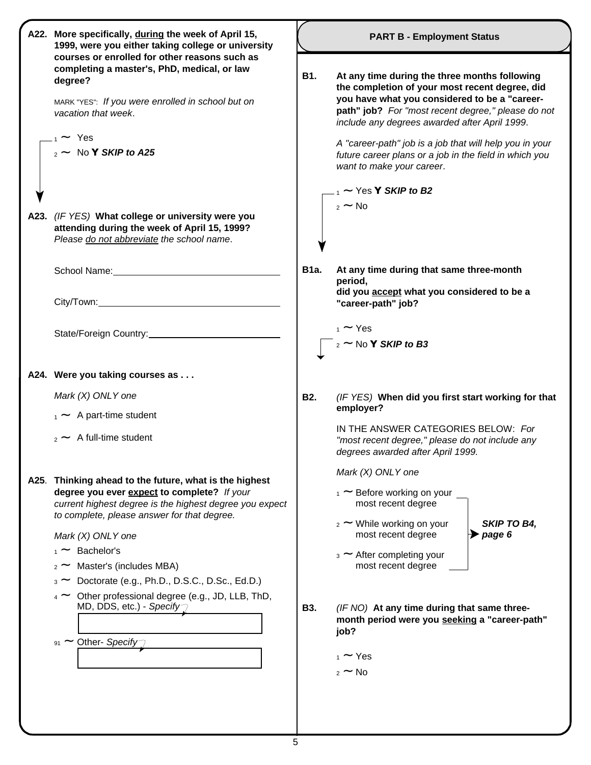**A22. More specifically, during the week of April 15, 1999, were you either taking college or university courses or enrolled for other reasons such as completing a master's, PhD, medical, or law degree?**

MARK "YES": *If you were enrolled in school but on vacation that week*.

1 ~ Yes

2 ~ No Y ***SKIP to A25***

**A23.** *(IF YES)* **What college or university were you attending during the week of April 15, 1999?** *Please do not abbreviate the school name*.

School Name: ______________________________

City/Town: ______________________________

State/Foreign Country: ______________________________

**A24. Were you taking courses as . . .**

*Mark (X) ONLY one*

1 ~ A part-time student

2 ~ A full-time student

**A25. Thinking ahead to the future, what is the highest degree you ever expect to complete?** *If your current highest degree is the highest degree you expect to complete, please answer for that degree.*

*Mark (X) ONLY one*

1 ~ Bachelor's

2 ~ Master's (includes MBA)

3 ~ Doctorate (e.g., Ph.D., D.S.C., D.Sc., Ed.D.)

4 ~ Other professional degree (e.g., JD, LLB, ThD, MD, DDS, etc.) - *Specify*

______________________________

91 ~ Other- *Specify*

______________________________

## PART B - Employment Status

**B1. At any time during the three months following the completion of your most recent degree, did you have what you considered to be a "career-path" job?** *For "most recent degree," please do not include any degrees awarded after April 1999*.

*A "career-path" job is a job that will help you in your future career plans or a job in the field in which you want to make your career*.

1 ~ Yes Y ***SKIP to B2***

2 ~ No

**B1a. At any time during that same three-month period, did you accept what you considered to be a "career-path" job?**

1 ~ Yes

2 ~ No Y ***SKIP to B3***

**B2.** *(IF YES)* **When did you first start working for that employer?**

IN THE ANSWER CATEGORIES BELOW: *For "most recent degree," please do not include any degrees awarded after April 1999.*

*Mark (X) ONLY one*

1 ~ Before working on your most recent degree

2 ~ While working on your most recent degree

3 ~ After completing your most recent degree

***SKIP TO B4, page 6***

**B3.** *(IF NO)* **At any time during that same three-month period were you seeking a "career-path" job?**

1 ~ Yes

2 ~ No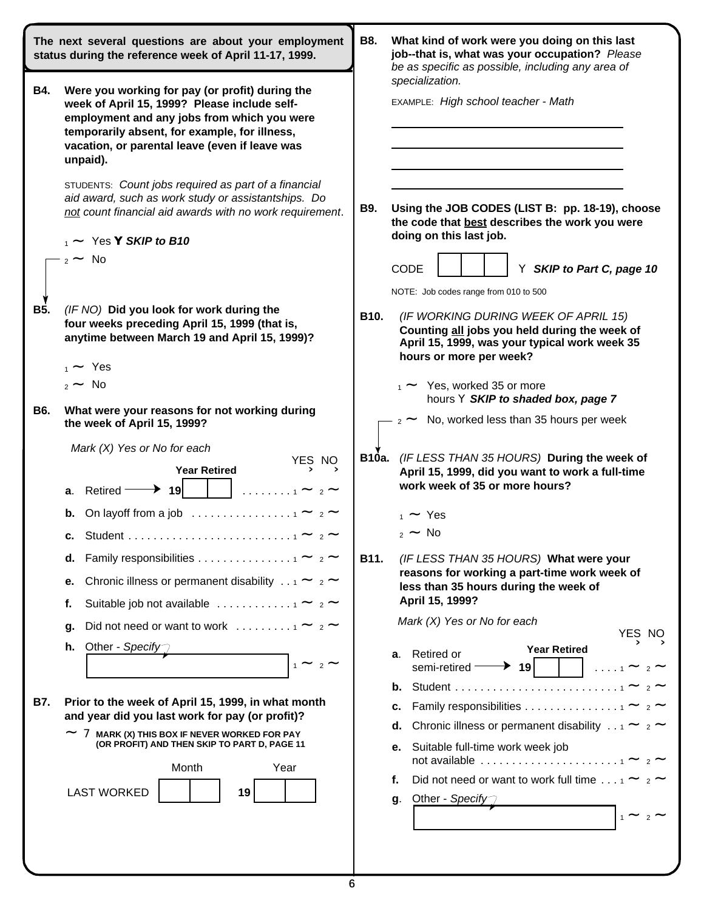**The next several questions are about your employment status during the reference week of April 11-17, 1999.**

**B4. Were you working for pay (or profit) during the week of April 15, 1999? Please include self-employment and any jobs from which you were temporarily absent, for example, for illness, vacation, or parental leave (even if leave was unpaid).**

STUDENTS: *Count jobs required as part of a financial aid award, such as work study or assistantships. Do not count financial aid awards with no work requirement*.

1 ~ Yes **Y** ***SKIP to B10***

2 ~ No

**B5.** *(IF NO)* **Did you look for work during the four weeks preceding April 15, 1999 (that is, anytime between March 19 and April 15, 1999)?**

1 ~ Yes

2 ~ No

**B6. What were your reasons for not working during the week of April 15, 1999?**

*Mark (X) Yes or No for each*

| | | YES | NO |
|---|---|---|---|
| **a**. | Retired → Year Retired 19 ☐☐ | 1 ~ | 2 ~ |
| **b.** | On layoff from a job | 1 ~ | 2 ~ |
| **c.** | Student | 1 ~ | 2 ~ |
| **d.** | Family responsibilities | 1 ~ | 2 ~ |
| **e.** | Chronic illness or permanent disability | 1 ~ | 2 ~ |
| **f.** | Suitable job not available | 1 ~ | 2 ~ |
| **g.** | Did not need or want to work | 1 ~ | 2 ~ |
| **h.** | Other - *Specify* ☐ | 1 ~ | 2 ~ |

**B7. Prior to the week of April 15, 1999, in what month and year did you last work for pay (or profit)?**

~ 7 **MARK (X) THIS BOX IF NEVER WORKED FOR PAY (OR PROFIT) AND THEN SKIP TO PART D, PAGE 11**

LAST WORKED Month ☐☐ Year 19 ☐☐

**B8. What kind of work were you doing on this last job--that is, what was your occupation?** *Please be as specific as possible, including any area of specialization.*

EXAMPLE: *High school teacher - Math*

________________________________

________________________________

________________________________

________________________________

**B9. Using the JOB CODES (LIST B: pp. 18-19), choose the code that best describes the work you were doing on this last job.**

CODE ☐☐☐ Y ***SKIP to Part C, page 10***

NOTE: Job codes range from 010 to 500

**B10.** *(IF WORKING DURING WEEK OF APRIL 15)* **Counting all jobs you held during the week of April 15, 1999, was your typical work week 35 hours or more per week?**

1 ~ Yes, worked 35 or more hours Y ***SKIP to shaded box, page 7***

2 ~ No, worked less than 35 hours per week

**B10a.** *(IF LESS THAN 35 HOURS)* **During the week of April 15, 1999, did you want to work a full-time work week of 35 or more hours?**

1 ~ Yes

2 ~ No

**B11.** *(IF LESS THAN 35 HOURS)* **What were your reasons for working a part-time work week of less than 35 hours during the week of April 15, 1999?**

*Mark (X) Yes or No for each*

| | | YES | NO |
|---|---|---|---|
| **a**. | Retired or semi-retired → Year Retired 19 ☐☐ | 1 ~ | 2 ~ |
| **b.** | Student | 1 ~ | 2 ~ |
| **c.** | Family responsibilities | 1 ~ | 2 ~ |
| **d.** | Chronic illness or permanent disability | 1 ~ | 2 ~ |
| **e.** | Suitable full-time work week job not available | 1 ~ | 2 ~ |
| **f.** | Did not need or want to work full time | 1 ~ | 2 ~ |
| **g**. | Other - *Specify* ☐ | 1 ~ | 2 ~ |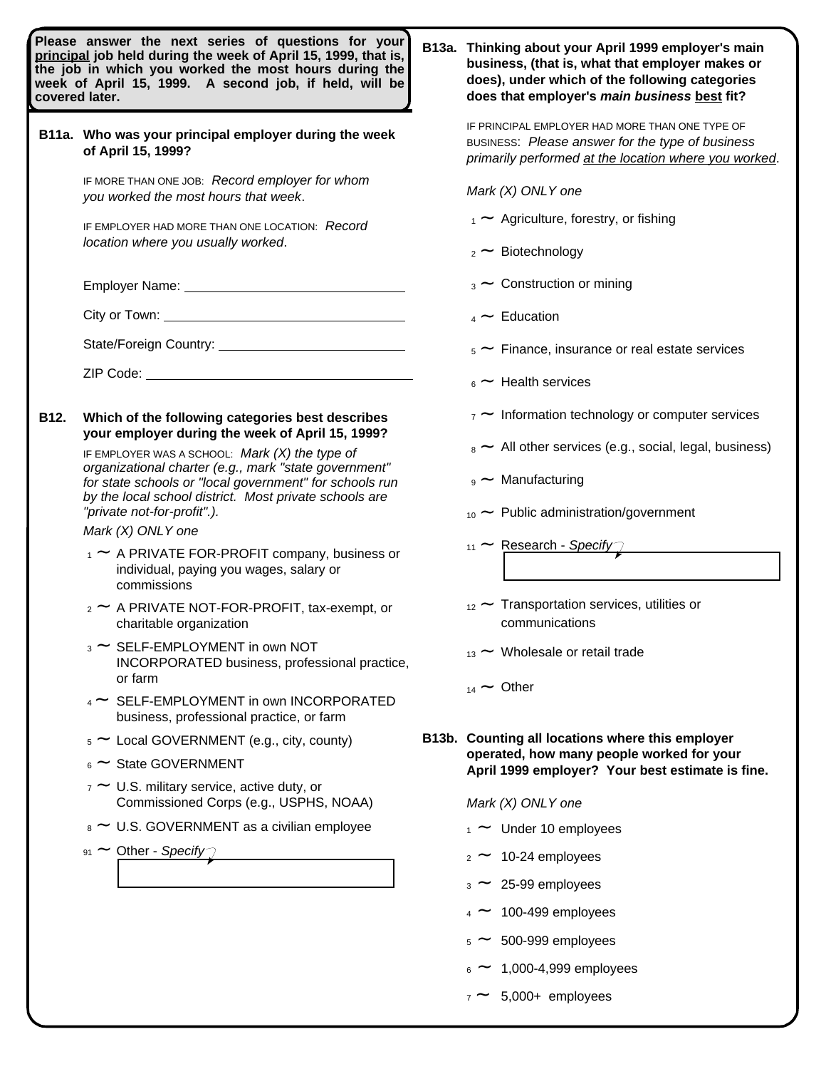**Please answer the next series of questions for your principal job held during the week of April 15, 1999, that is, the job in which you worked the most hours during the week of April 15, 1999. A second job, if held, will be covered later.**

**B11a. Who was your principal employer during the week of April 15, 1999?**

IF MORE THAN ONE JOB: *Record employer for whom you worked the most hours that week*.

IF EMPLOYER HAD MORE THAN ONE LOCATION: *Record location where you usually worked*.

Employer Name: ______________________________

City or Town: ______________________________

State/Foreign Country: ______________________________

ZIP Code: ______________________________

**B12. Which of the following categories best describes your employer during the week of April 15, 1999?**

IF EMPLOYER WAS A SCHOOL: *Mark (X) the type of organizational charter (e.g., mark "state government" for state schools or "local government" for schools run by the local school district. Most private schools are "private not-for-profit".).*

*Mark (X) ONLY one*

- 1 ~ A PRIVATE FOR-PROFIT company, business or individual, paying you wages, salary or commissions
- 2 ~ A PRIVATE NOT-FOR-PROFIT, tax-exempt, or charitable organization
- 3 ~ SELF-EMPLOYMENT in own NOT INCORPORATED business, professional practice, or farm
- 4 ~ SELF-EMPLOYMENT in own INCORPORATED business, professional practice, or farm
- 5 ~ Local GOVERNMENT (e.g., city, county)
- 6 ~ State GOVERNMENT
- 7 ~ U.S. military service, active duty, or Commissioned Corps (e.g., USPHS, NOAA)
- 8 ~ U.S. GOVERNMENT as a civilian employee
- 91 ~ Other - *Specify* ______________________________

**B13a. Thinking about your April 1999 employer's main business, (that is, what that employer makes or does), under which of the following categories does that employer's *main business* best fit?**

IF PRINCIPAL EMPLOYER HAD MORE THAN ONE TYPE OF BUSINESS: *Please answer for the type of business primarily performed at the location where you worked*.

*Mark (X) ONLY one*

- 1 ~ Agriculture, forestry, or fishing
- 2 ~ Biotechnology
- 3 ~ Construction or mining
- 4 ~ Education
- 5 ~ Finance, insurance or real estate services
- 6 ~ Health services
- 7 ~ Information technology or computer services
- 8 ~ All other services (e.g., social, legal, business)
- 9 ~ Manufacturing
- 10 ~ Public administration/government
- 11 ~ Research - *Specify* ______________________________
- 12 ~ Transportation services, utilities or communications
- 13 ~ Wholesale or retail trade
- 14 ~ Other

**B13b. Counting all locations where this employer operated, how many people worked for your April 1999 employer? Your best estimate is fine.**

*Mark (X) ONLY one*

- 1 ~ Under 10 employees
- 2 ~ 10-24 employees
- 3 ~ 25-99 employees
- 4 ~ 100-499 employees
- 5 ~ 500-999 employees
- 6 ~ 1,000-4,999 employees
- 7 ~ 5,000+ employees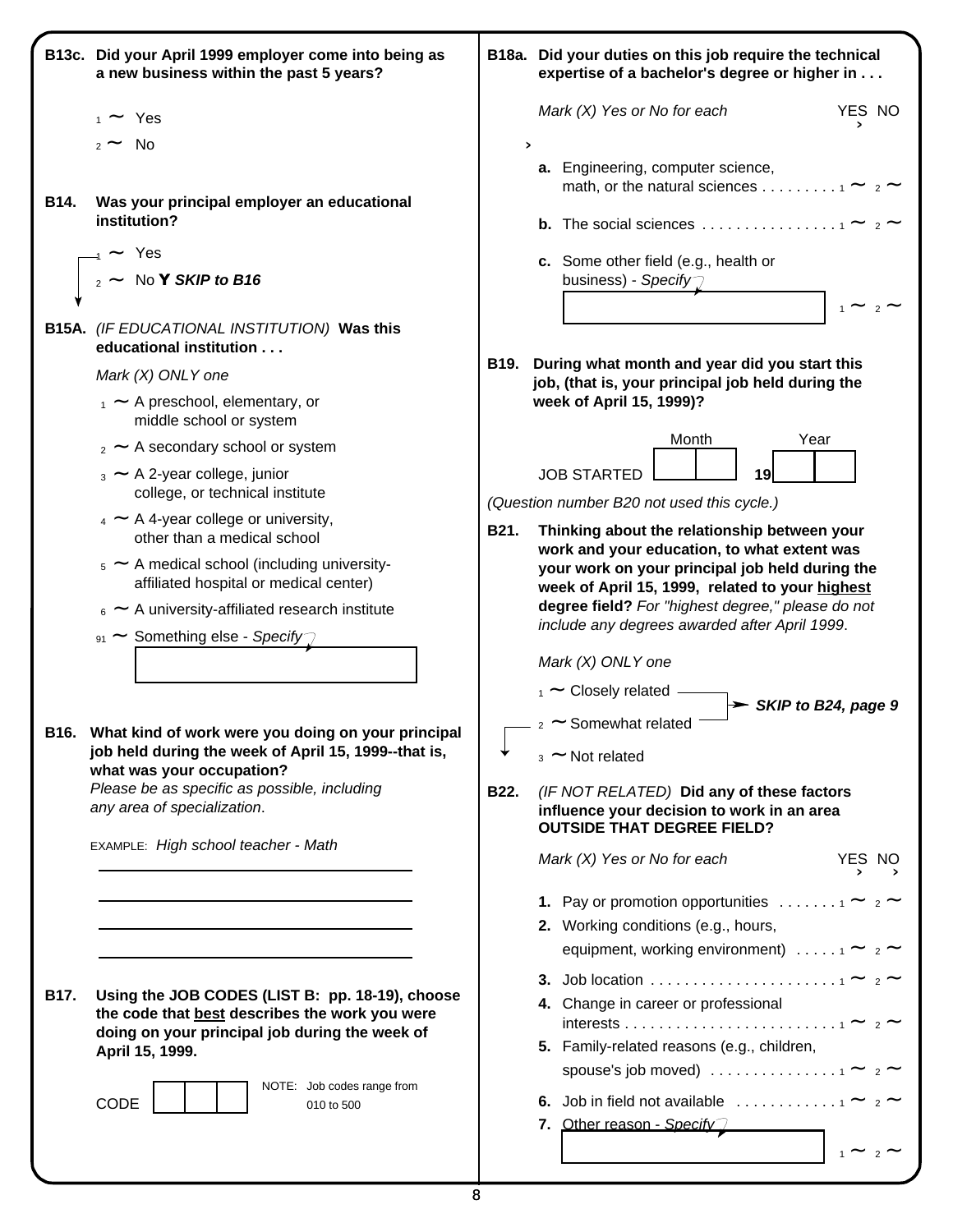**B13c. Did your April 1999 employer come into being as a new business within the past 5 years?**

1 ~ Yes

2 ~ No

**B14. Was your principal employer an educational institution?**

1 ~ Yes

2 ~ No **SKIP to B16**

**B15A.** *(IF EDUCATIONAL INSTITUTION)* **Was this educational institution . . .**

*Mark (X) ONLY one*

1 ~ A preschool, elementary, or middle school or system

2 ~ A secondary school or system

3 ~ A 2-year college, junior college, or technical institute

4 ~ A 4-year college or university, other than a medical school

5 ~ A medical school (including university-affiliated hospital or medical center)

6 ~ A university-affiliated research institute

91 ~ Something else - *Specify*

[ ]

**B16. What kind of work were you doing on your principal job held during the week of April 15, 1999--that is, what was your occupation?** *Please be as specific as possible, including any area of specialization*.

EXAMPLE: *High school teacher - Math*

______________________

______________________

______________________

______________________

**B17. Using the JOB CODES (LIST B: pp. 18-19), choose the code that best describes the work you were doing on your principal job during the week of April 15, 1999.**

CODE [ | | ]

NOTE: Job codes range from 010 to 500

**B18a. Did your duties on this job require the technical expertise of a bachelor's degree or higher in . . .**

*Mark (X) Yes or No for each*

| | YES | NO |
|---|---|---|
| **a.** Engineering, computer science, math, or the natural sciences . . . . . . . . . | 1 ~ | 2 ~ |
| **b.** The social sciences . . . . . . . . . . . . . . . . | 1 ~ | 2 ~ |
| **c.** Some other field (e.g., health or business) - *Specify* [ ] | 1 ~ | 2 ~ |

**B19. During what month and year did you start this job, (that is, your principal job held during the week of April 15, 1999)?**

JOB STARTED Month [ | ] Year **19**[ | ]

*(Question number B20 not used this cycle.)*

**B21. Thinking about the relationship between your work and your education, to what extent was your work on your principal job held during the week of April 15, 1999, related to your highest degree field?** *For "highest degree," please do not include any degrees awarded after April 1999*.

*Mark (X) ONLY one*

1 ~ Closely related → ***SKIP to B24, page 9***

2 ~ Somewhat related → ***SKIP to B24, page 9***

3 ~ Not related

**B22.** *(IF NOT RELATED)* **Did any of these factors influence your decision to work in an area OUTSIDE THAT DEGREE FIELD?**

*Mark (X) Yes or No for each*

| | YES | NO |
|---|---|---|
| **1.** Pay or promotion opportunities . . . . . . . | 1 ~ | 2 ~ |
| **2.** Working conditions (e.g., hours, equipment, working environment) . . . . . | 1 ~ | 2 ~ |
| **3.** Job location . . . . . . . . . . . . . . . . . . . . . . | 1 ~ | 2 ~ |
| **4.** Change in career or professional interests . . . . . . . . . . . . . . . . . . . . . . . . . | 1 ~ | 2 ~ |
| **5.** Family-related reasons (e.g., children, spouse's job moved) . . . . . . . . . . . . . . . | 1 ~ | 2 ~ |
| **6.** Job in field not available . . . . . . . . . . . . | 1 ~ | 2 ~ |
| **7.** Other reason - *Specify* [ ] | 1 ~ | 2 ~ |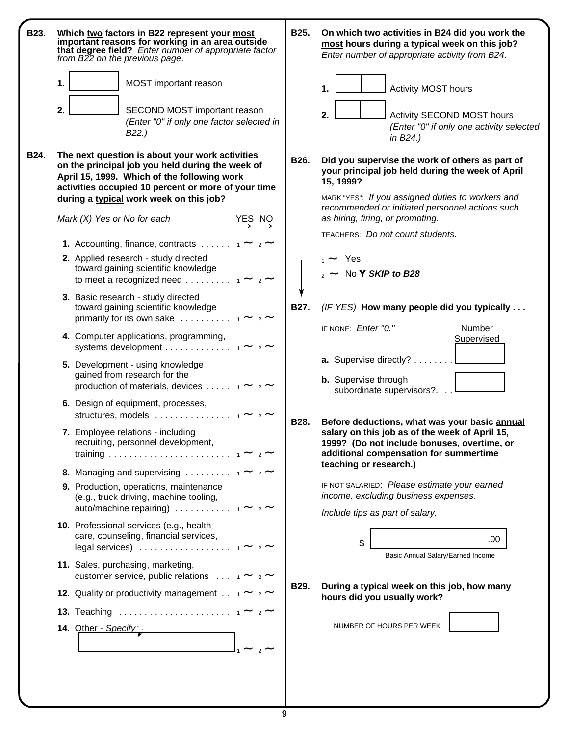**B23. Which two factors in B22 represent your most important reasons for working in an area outside that degree field?** *Enter number of appropriate factor from B22 on the previous page.*

1. [ ] MOST important reason
2. [ ] SECOND MOST important reason *(Enter "0" if only one factor selected in B22.)*

**B24. The next question is about your work activities on the principal job you held during the week of April 15, 1999. Which of the following work activities occupied 10 percent or more of your time during a typical work week on this job?**

*Mark (X) Yes or No for each*

| | YES | NO |
|---|---|---|
| **1.** Accounting, finance, contracts | 1 | 2 |
| **2.** Applied research - study directed toward gaining scientific knowledge to meet a recognized need | 1 | 2 |
| **3.** Basic research - study directed toward gaining scientific knowledge primarily for its own sake | 1 | 2 |
| **4.** Computer applications, programming, systems development | 1 | 2 |
| **5.** Development - using knowledge gained from research for the production of materials, devices | 1 | 2 |
| **6.** Design of equipment, processes, structures, models | 1 | 2 |
| **7.** Employee relations - including recruiting, personnel development, training | 1 | 2 |
| **8.** Managing and supervising | 1 | 2 |
| **9.** Production, operations, maintenance (e.g., truck driving, machine tooling, auto/machine repairing) | 1 | 2 |
| **10.** Professional services (e.g., health care, counseling, financial services, legal services) | 1 | 2 |
| **11.** Sales, purchasing, marketing, customer service, public relations | 1 | 2 |
| **12.** Quality or productivity management | 1 | 2 |
| **13.** Teaching | 1 | 2 |
| **14.** Other - *Specify* [ ] | 1 | 2 |

**B25. On which two activities in B24 did you work the most hours during a typical week on this job?** *Enter number of appropriate activity from B24.*

1. [ ] Activity MOST hours
2. [ ] Activity SECOND MOST hours *(Enter "0" if only one activity selected in B24.)*

**B26. Did you supervise the work of others as part of your principal job held during the week of April 15, 1999?**

MARK "YES": *If you assigned duties to workers and recommended or initiated personnel actions such as hiring, firing, or promoting.*

TEACHERS: *Do not count students.*

1 Yes
2 No → ***SKIP to B28***

**B27.** *(IF YES)* **How many people did you typically . . .**

IF NONE: *Enter "0."*

| | Number Supervised |
|---|---|
| **a.** Supervise directly? | |
| **b.** Supervise through subordinate supervisors? | |

**B28. Before deductions, what was your basic annual salary on this job as of the week of April 15, 1999? (Do not include bonuses, overtime, or additional compensation for summertime teaching or research.)**

IF NOT SALARIED: *Please estimate your earned income, excluding business expenses.*

*Include tips as part of salary.*

$ [ ] .00
Basic Annual Salary/Earned Income

**B29. During a typical week on this job, how many hours did you usually work?**

NUMBER OF HOURS PER WEEK [ ]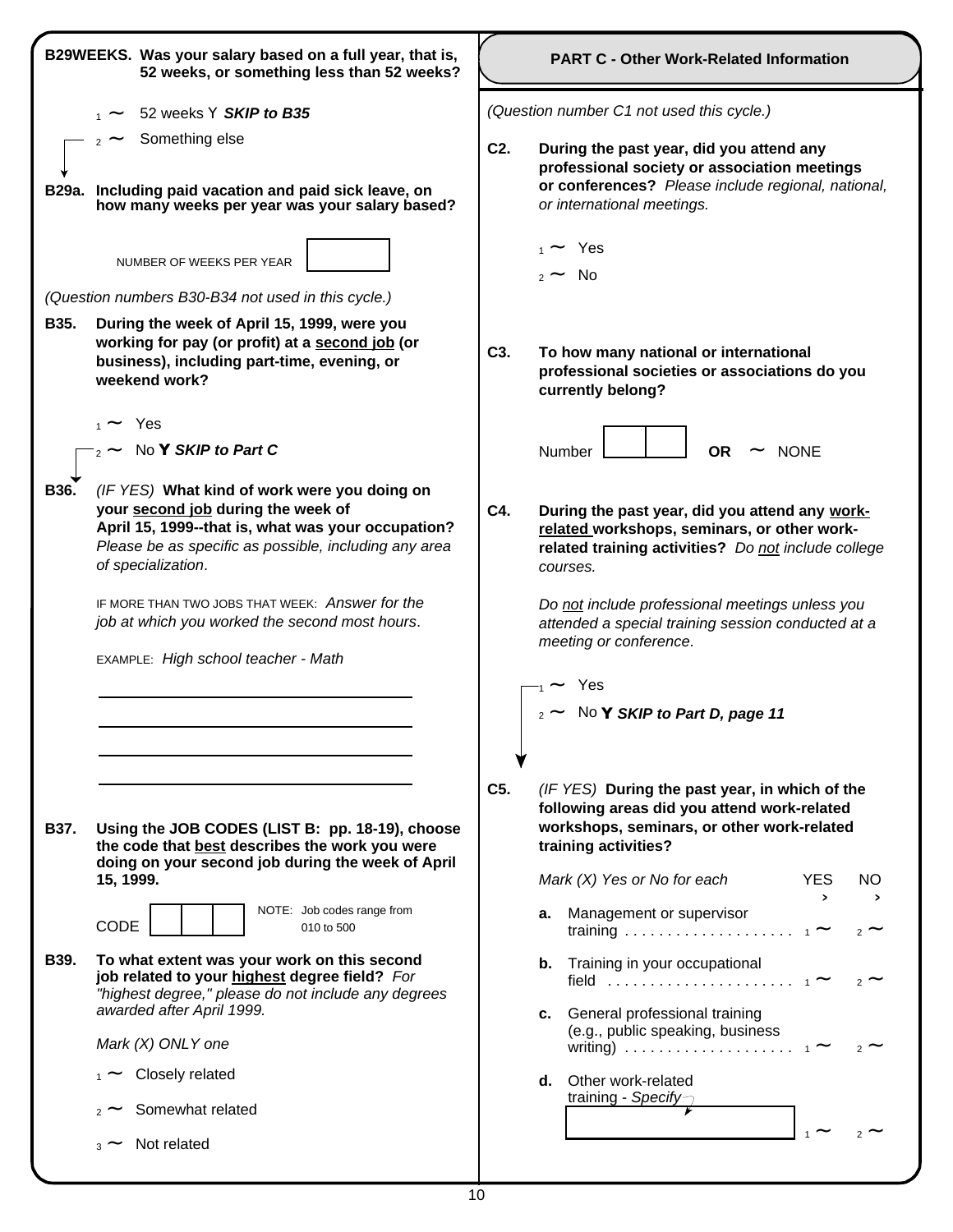**B29WEEKS. Was your salary based on a full year, that is, 52 weeks, or something less than 52 weeks?**

1 ~ 52 weeks Y ***SKIP to B35***

2 ~ Something else

**B29a. Including paid vacation and paid sick leave, on how many weeks per year was your salary based?**

NUMBER OF WEEKS PER YEAR [ ]

*(Question numbers B30-B34 not used in this cycle.)*

**B35. During the week of April 15, 1999, were you working for pay (or profit) at a second job (or business), including part-time, evening, or weekend work?**

1 ~ Yes

2 ~ No Y ***SKIP to Part C***

**B36.** *(IF YES)* **What kind of work were you doing on your second job during the week of April 15, 1999--that is, what was your occupation?** *Please be as specific as possible, including any area of specialization.*

IF MORE THAN TWO JOBS THAT WEEK: *Answer for the job at which you worked the second most hours.*

EXAMPLE: *High school teacher - Math*

______________________________

______________________________

______________________________

______________________________

**B37. Using the JOB CODES (LIST B: pp. 18-19), choose the code that best describes the work you were doing on your second job during the week of April 15, 1999.**

CODE [ | | ] NOTE: Job codes range from 010 to 500

**B39. To what extent was your work on this second job related to your highest degree field?** *For "highest degree," please do not include any degrees awarded after April 1999.*

*Mark (X) ONLY one*

1 ~ Closely related

2 ~ Somewhat related

3 ~ Not related

## PART C - Other Work-Related Information

*(Question number C1 not used this cycle.)*

**C2. During the past year, did you attend any professional society or association meetings or conferences?** *Please include regional, national, or international meetings.*

1 ~ Yes

2 ~ No

**C3. To how many national or international professional societies or associations do you currently belong?**

Number [ | ] **OR** ~ NONE

**C4. During the past year, did you attend any work-related workshops, seminars, or other work-related training activities?** *Do not include college courses.*

*Do not include professional meetings unless you attended a special training session conducted at a meeting or conference.*

1 ~ Yes

2 ~ No Y ***SKIP to Part D, page 11***

**C5.** *(IF YES)* **During the past year, in which of the following areas did you attend work-related workshops, seminars, or other work-related training activities?**

| *Mark (X) Yes or No for each* | YES | NO |
|---|---|---|
| **a.** Management or supervisor training | 1 ~ | 2 ~ |
| **b.** Training in your occupational field | 1 ~ | 2 ~ |
| **c.** General professional training (e.g., public speaking, business writing) | 1 ~ | 2 ~ |
| **d.** Other work-related training - *Specify* [ ] | 1 ~ | 2 ~ |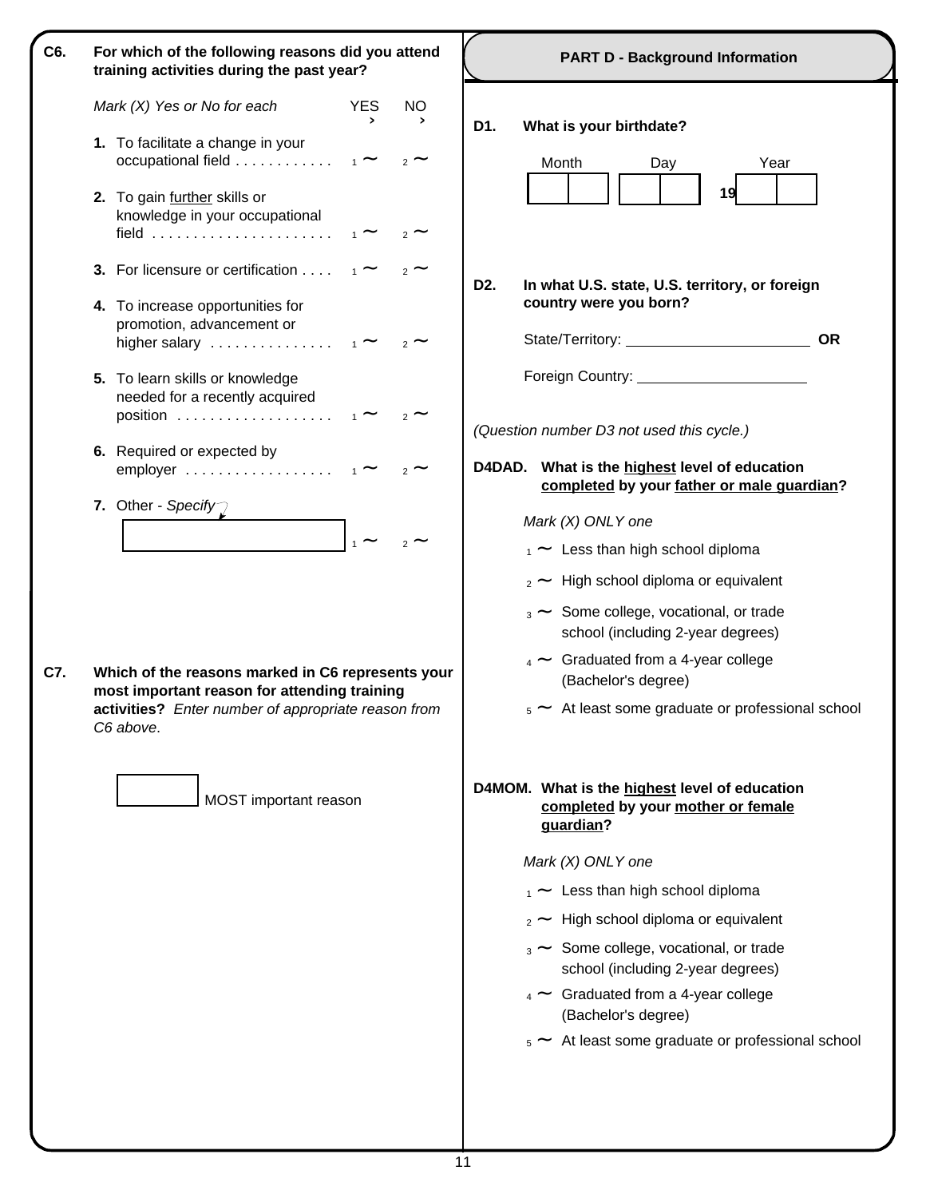**C6. For which of the following reasons did you attend training activities during the past year?**

*Mark (X) Yes or No for each*

| | YES | NO |
|---|---|---|
| **1.** To facilitate a change in your occupational field . . . . . . . . . . . . | 1 ~ | 2 ~ |
| **2.** To gain further skills or knowledge in your occupational field . . . . . . . . . . . . . . . . . . . . . . | 1 ~ | 2 ~ |
| **3.** For licensure or certification . . . . | 1 ~ | 2 ~ |
| **4.** To increase opportunities for promotion, advancement or higher salary . . . . . . . . . . . . . . . | 1 ~ | 2 ~ |
| **5.** To learn skills or knowledge needed for a recently acquired position . . . . . . . . . . . . . . . . . . . | 1 ~ | 2 ~ |
| **6.** Required or expected by employer . . . . . . . . . . . . . . . . . . | 1 ~ | 2 ~ |
| **7.** Other - *Specify* ☐ | 1 ~ | 2 ~ |

**C7. Which of the reasons marked in C6 represents your most important reason for attending training activities?** *Enter number of appropriate reason from C6 above.*

☐ MOST important reason

## PART D - Background Information

**D1. What is your birthdate?**

| Month | Day | Year |
|---|---|---|
| ☐☐ | ☐☐ | 19☐☐ |

**D2. In what U.S. state, U.S. territory, or foreign country were you born?**

State/Territory: ______________________ **OR**

Foreign Country: ____________________

*(Question number D3 not used this cycle.)*

**D4DAD. What is the highest level of education completed by your father or male guardian?**

*Mark (X) ONLY one*

1 ~ Less than high school diploma

2 ~ High school diploma or equivalent

3 ~ Some college, vocational, or trade school (including 2-year degrees)

4 ~ Graduated from a 4-year college (Bachelor's degree)

5 ~ At least some graduate or professional school

**D4MOM. What is the highest level of education completed by your mother or female guardian?**

*Mark (X) ONLY one*

1 ~ Less than high school diploma

2 ~ High school diploma or equivalent

3 ~ Some college, vocational, or trade school (including 2-year degrees)

4 ~ Graduated from a 4-year college (Bachelor's degree)

5 ~ At least some graduate or professional school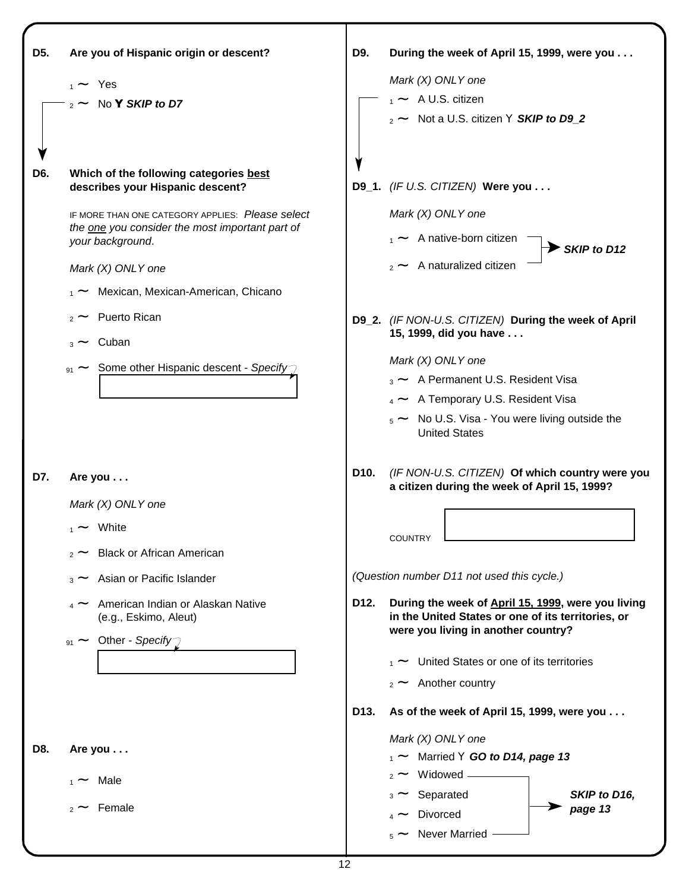**D5. Are you of Hispanic origin or descent?**

- 1 ~ Yes
- 2 ~ No Y ***SKIP to D7***

**D6. Which of the following categories best describes your Hispanic descent?**

IF MORE THAN ONE CATEGORY APPLIES: *Please select the one you consider the most important part of your background*.

*Mark (X) ONLY one*

- 1 ~ Mexican, Mexican-American, Chicano
- 2 ~ Puerto Rican
- 3 ~ Cuban
- 91 ~ Some other Hispanic descent - *Specify*

**D7. Are you . . .**

*Mark (X) ONLY one*

- 1 ~ White
- 2 ~ Black or African American
- 3 ~ Asian or Pacific Islander
- 4 ~ American Indian or Alaskan Native (e.g., Eskimo, Aleut)
- 91 ~ Other - *Specify*

**D8. Are you . . .**

- 1 ~ Male
- 2 ~ Female

**D9. During the week of April 15, 1999, were you . . .**

*Mark (X) ONLY one*

- 1 ~ A U.S. citizen
- 2 ~ Not a U.S. citizen Y ***SKIP to D9_2***

**D9_1.** *(IF U.S. CITIZEN)* **Were you . . .**

*Mark (X) ONLY one*

- 1 ~ A native-born citizen
- 2 ~ A naturalized citizen

→ ***SKIP to D12***

**D9_2.** *(IF NON-U.S. CITIZEN)* **During the week of April 15, 1999, did you have . . .**

*Mark (X) ONLY one*

- 3 ~ A Permanent U.S. Resident Visa
- 4 ~ A Temporary U.S. Resident Visa
- 5 ~ No U.S. Visa - You were living outside the United States

**D10.** *(IF NON-U.S. CITIZEN)* **Of which country were you a citizen during the week of April 15, 1999?**

COUNTRY

*(Question number D11 not used this cycle.)*

**D12. During the week of April 15, 1999, were you living in the United States or one of its territories, or were you living in another country?**

- 1 ~ United States or one of its territories
- 2 ~ Another country

**D13. As of the week of April 15, 1999, were you . . .**

*Mark (X) ONLY one*

- 1 ~ Married Y ***GO to D14, page 13***
- 2 ~ Widowed
- 3 ~ Separated
- 4 ~ Divorced
- 5 ~ Never Married

→ ***SKIP to D16, page 13***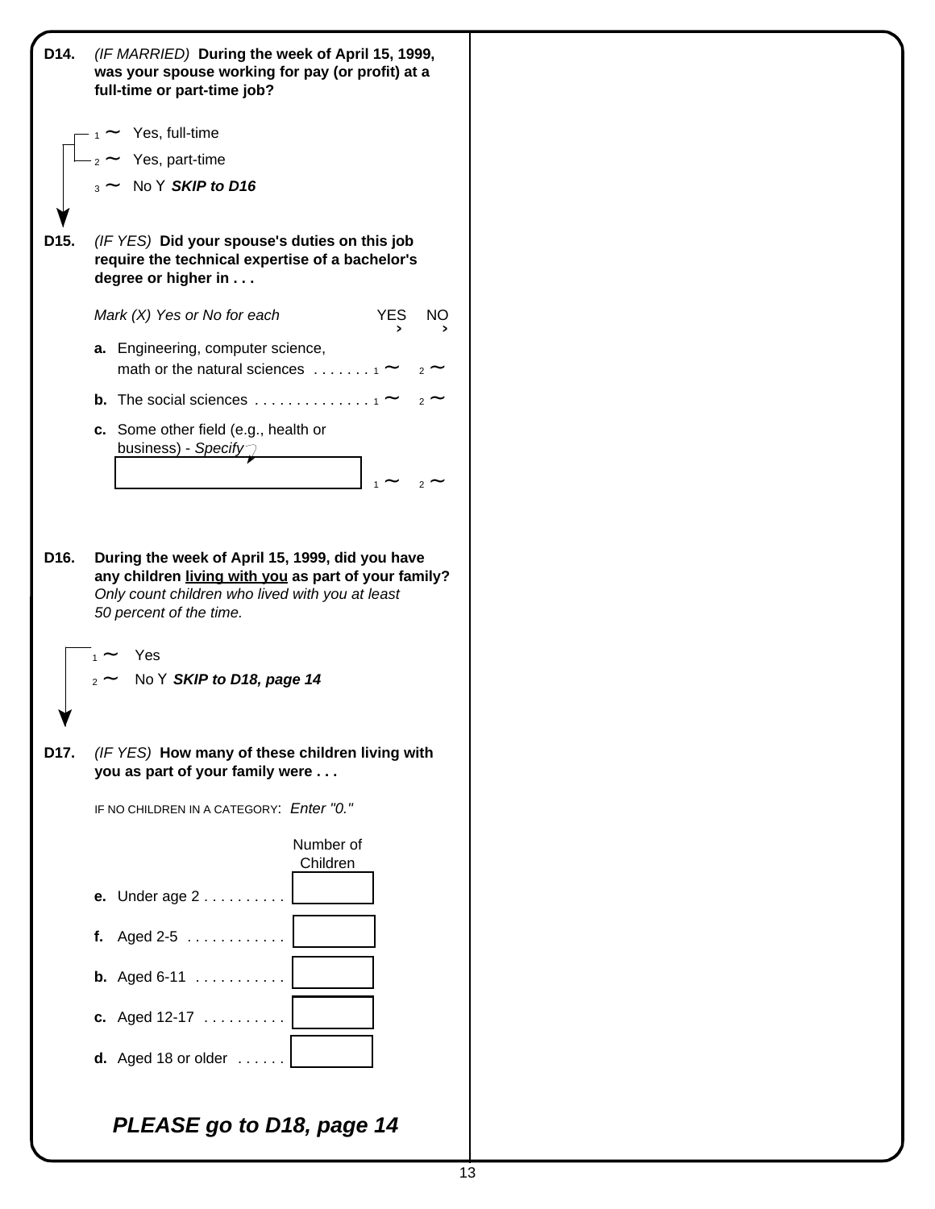**D14.** *(IF MARRIED)* **During the week of April 15, 1999, was your spouse working for pay (or profit) at a full-time or part-time job?**

- 1 ~ Yes, full-time
- 2 ~ Yes, part-time
- 3 ~ No Y ***SKIP to D16***

**D15.** *(IF YES)* **Did your spouse's duties on this job require the technical expertise of a bachelor's degree or higher in . . .**

*Mark (X) Yes or No for each*

| | YES | NO |
|---|---|---|
| **a.** Engineering, computer science, math or the natural sciences . . . . . . . | 1 ~ | 2 ~ |
| **b.** The social sciences . . . . . . . . . . . . . . | 1 ~ | 2 ~ |
| **c.** Some other field (e.g., health or business) - *Specify* [ ] | 1 ~ | 2 ~ |

**D16.** **During the week of April 15, 1999, did you have any children living with you as part of your family?** *Only count children who lived with you at least 50 percent of the time.*

- 1 ~ Yes
- 2 ~ No Y ***SKIP to D18, page 14***

**D17.** *(IF YES)* **How many of these children living with you as part of your family were . . .**

IF NO CHILDREN IN A CATEGORY: *Enter "0."*

| | Number of Children |
|---|---|
| **e.** Under age 2 . . . . . . . . . . | [ ] |
| **f.** Aged 2-5 . . . . . . . . . . . . | [ ] |
| **b.** Aged 6-11 . . . . . . . . . . . | [ ] |
| **c.** Aged 12-17 . . . . . . . . . . | [ ] |
| **d.** Aged 18 or older . . . . . . | [ ] |

***PLEASE go to D18, page 14***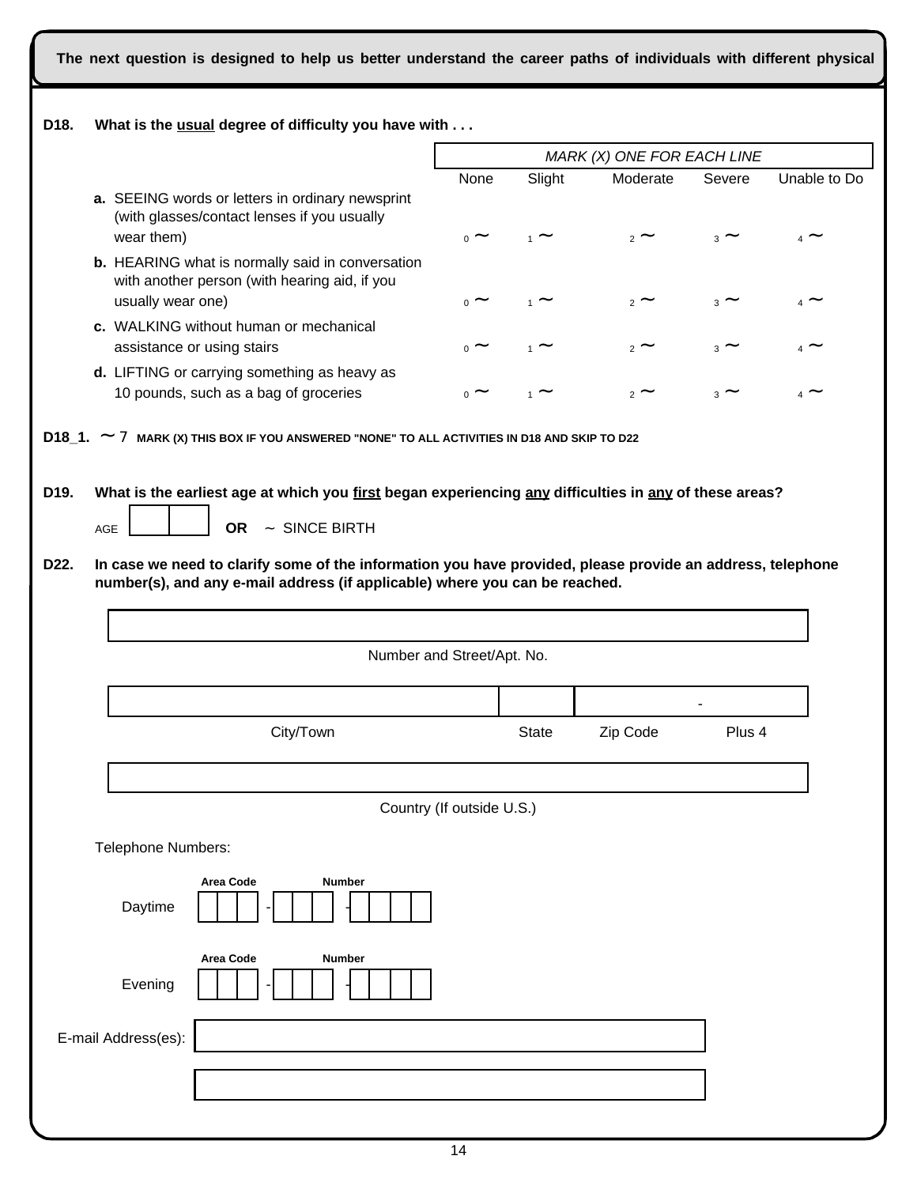**The next question is designed to help us better understand the career paths of individuals with different physical**

**D18. What is the usual degree of difficulty you have with . . .**

*MARK (X) ONE FOR EACH LINE*

| | None | Slight | Moderate | Severe | Unable to Do |
|---|---|---|---|---|---|
| **a.** SEEING words or letters in ordinary newsprint (with glasses/contact lenses if you usually wear them) | 0 ~ | 1 ~ | 2 ~ | 3 ~ | 4 ~ |
| **b.** HEARING what is normally said in conversation with another person (with hearing aid, if you usually wear one) | 0 ~ | 1 ~ | 2 ~ | 3 ~ | 4 ~ |
| **c.** WALKING without human or mechanical assistance or using stairs | 0 ~ | 1 ~ | 2 ~ | 3 ~ | 4 ~ |
| **d.** LIFTING or carrying something as heavy as 10 pounds, such as a bag of groceries | 0 ~ | 1 ~ | 2 ~ | 3 ~ | 4 ~ |

**D18_1.** ~ 7 **MARK (X) THIS BOX IF YOU ANSWERED "NONE" TO ALL ACTIVITIES IN D18 AND SKIP TO D22**

**D19. What is the earliest age at which you first began experiencing any difficulties in any of these areas?**

AGE [ ][ ] **OR** ~ SINCE BIRTH

**D22. In case we need to clarify some of the information you have provided, please provide an address, telephone number(s), and any e-mail address (if applicable) where you can be reached.**

Number and Street/Apt. No.

City/Town | State | Zip Code | Plus 4

Country (If outside U.S.)

Telephone Numbers:

Daytime — Area Code [ ][ ][ ] - Number [ ][ ][ ] - [ ][ ][ ][ ]

Evening — Area Code [ ][ ][ ] - Number [ ][ ][ ] - [ ][ ][ ][ ]

E-mail Address(es):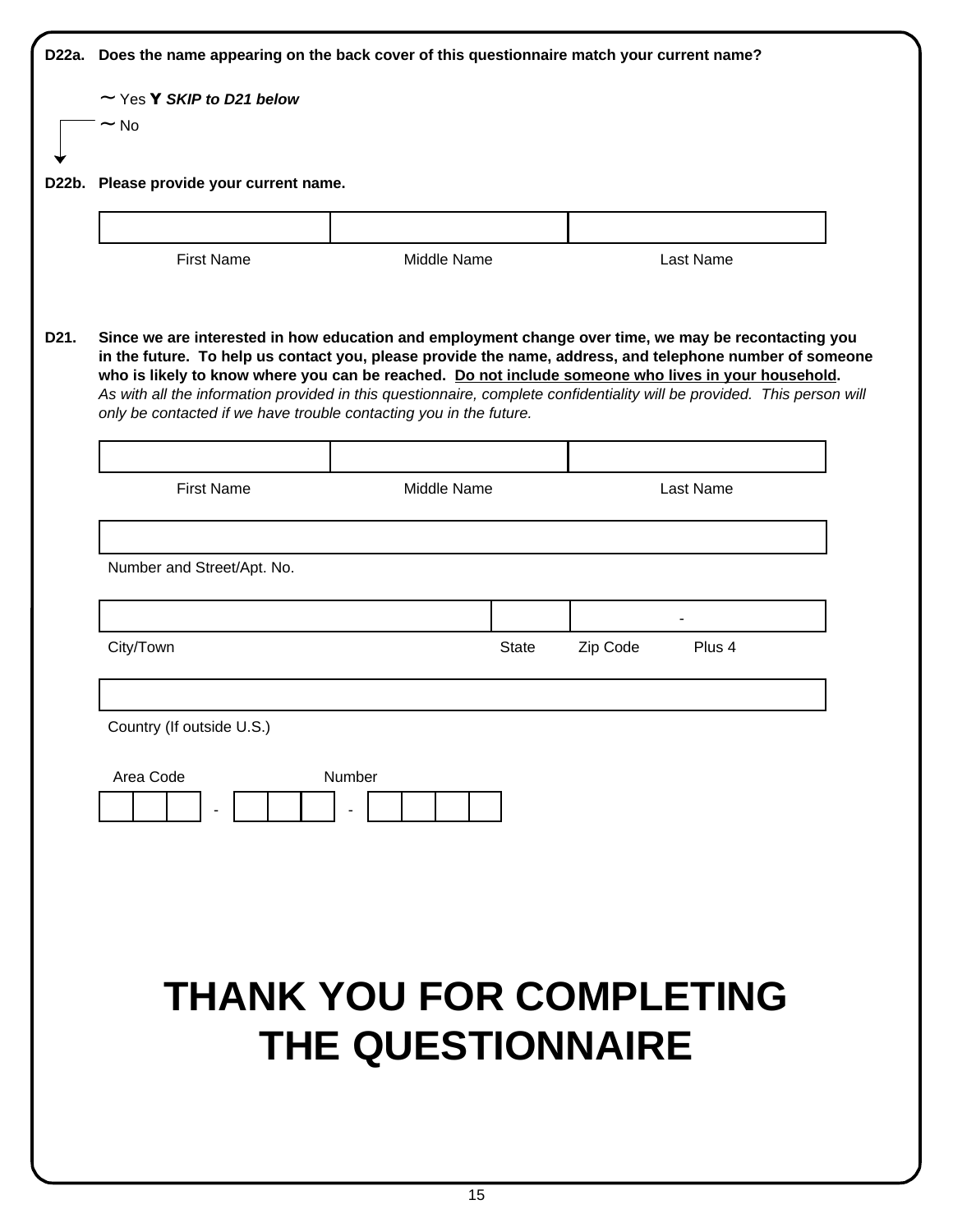**D22a. Does the name appearing on the back cover of this questionnaire match your current name?**

- ~ Yes **Y** ***SKIP to D21 below***
- ~ No

**D22b. Please provide your current name.**

| | | |
|---|---|---|
| First Name | Middle Name | Last Name |

**D21. Since we are interested in how education and employment change over time, we may be recontacting you in the future. To help us contact you, please provide the name, address, and telephone number of someone who is likely to know where you can be reached. <u>Do not include someone who lives in your household</u>.** *As with all the information provided in this questionnaire, complete confidentiality will be provided. This person will only be contacted if we have trouble contacting you in the future.*

| | | |
|---|---|---|
| First Name | Middle Name | Last Name |

Number and Street/Apt. No.

| | | |
|---|---|---|
| City/Town | State | Zip Code - Plus 4 |

Country (If outside U.S.)

Area Code ___ - Number ___ - ____

# THANK YOU FOR COMPLETING THE QUESTIONNAIRE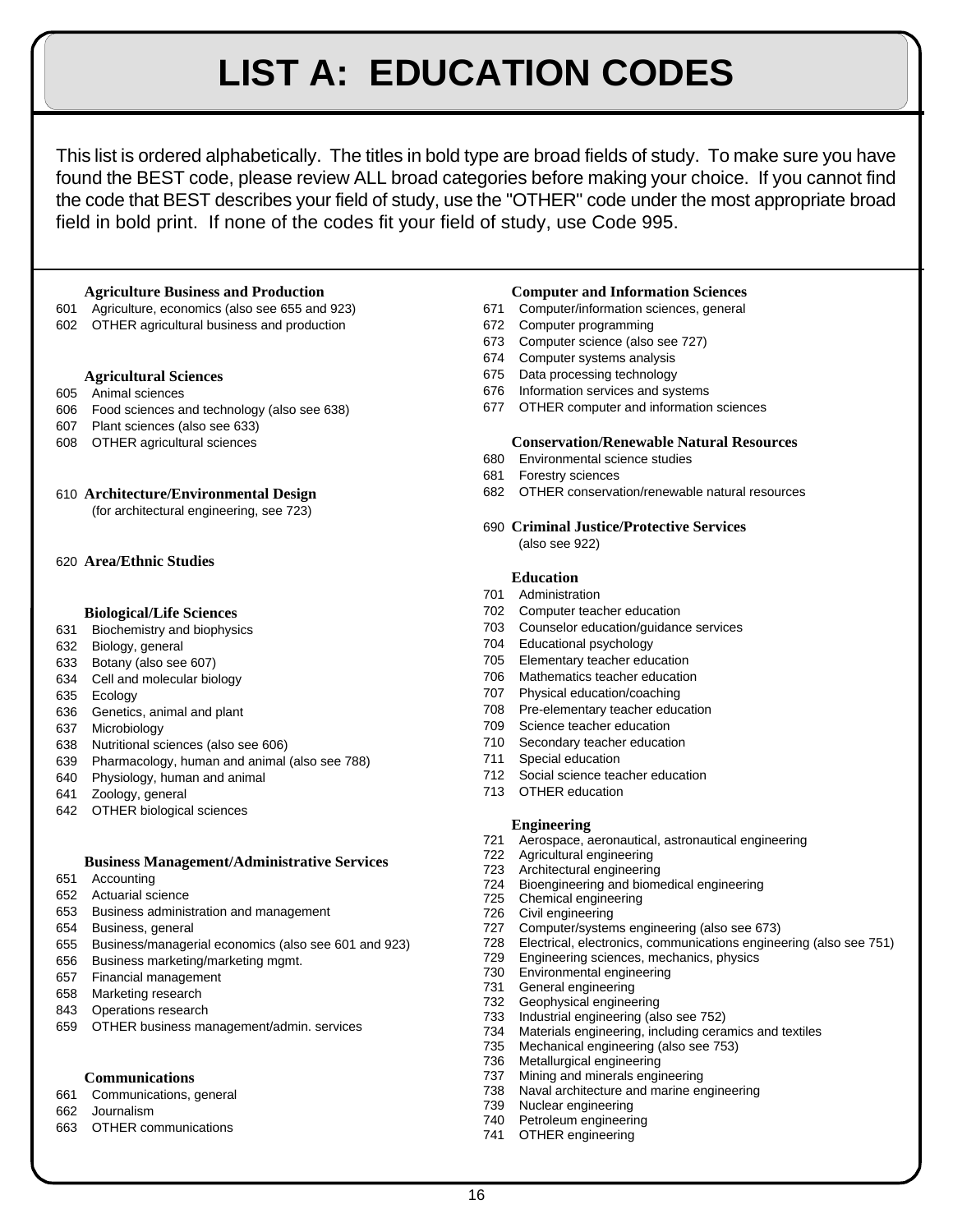# LIST A: EDUCATION CODES

This list is ordered alphabetically. The titles in bold type are broad fields of study. To make sure you have found the BEST code, please review ALL broad categories before making your choice. If you cannot find the code that BEST describes your field of study, use the "OTHER" code under the most appropriate broad field in bold print. If none of the codes fit your field of study, use Code 995.

**Agriculture Business and Production**

601 Agriculture, economics (also see 655 and 923)
602 OTHER agricultural business and production

**Agricultural Sciences**

605 Animal sciences
606 Food sciences and technology (also see 638)
607 Plant sciences (also see 633)
608 OTHER agricultural sciences

610 **Architecture/Environmental Design**
(for architectural engineering, see 723)

620 **Area/Ethnic Studies**

**Biological/Life Sciences**

631 Biochemistry and biophysics
632 Biology, general
633 Botany (also see 607)
634 Cell and molecular biology
635 Ecology
636 Genetics, animal and plant
637 Microbiology
638 Nutritional sciences (also see 606)
639 Pharmacology, human and animal (also see 788)
640 Physiology, human and animal
641 Zoology, general
642 OTHER biological sciences

**Business Management/Administrative Services**

651 Accounting
652 Actuarial science
653 Business administration and management
654 Business, general
655 Business/managerial economics (also see 601 and 923)
656 Business marketing/marketing mgmt.
657 Financial management
658 Marketing research
843 Operations research
659 OTHER business management/admin. services

**Communications**

661 Communications, general
662 Journalism
663 OTHER communications

**Computer and Information Sciences**

671 Computer/information sciences, general
672 Computer programming
673 Computer science (also see 727)
674 Computer systems analysis
675 Data processing technology
676 Information services and systems
677 OTHER computer and information sciences

**Conservation/Renewable Natural Resources**

680 Environmental science studies
681 Forestry sciences
682 OTHER conservation/renewable natural resources

690 **Criminal Justice/Protective Services**
(also see 922)

**Education**

701 Administration
702 Computer teacher education
703 Counselor education/guidance services
704 Educational psychology
705 Elementary teacher education
706 Mathematics teacher education
707 Physical education/coaching
708 Pre-elementary teacher education
709 Science teacher education
710 Secondary teacher education
711 Special education
712 Social science teacher education
713 OTHER education

**Engineering**

721 Aerospace, aeronautical, astronautical engineering
722 Agricultural engineering
723 Architectural engineering
724 Bioengineering and biomedical engineering
725 Chemical engineering
726 Civil engineering
727 Computer/systems engineering (also see 673)
728 Electrical, electronics, communications engineering (also see 751)
729 Engineering sciences, mechanics, physics
730 Environmental engineering
731 General engineering
732 Geophysical engineering
733 Industrial engineering (also see 752)
734 Materials engineering, including ceramics and textiles
735 Mechanical engineering (also see 753)
736 Metallurgical engineering
737 Mining and minerals engineering
738 Naval architecture and marine engineering
739 Nuclear engineering
740 Petroleum engineering
741 OTHER engineering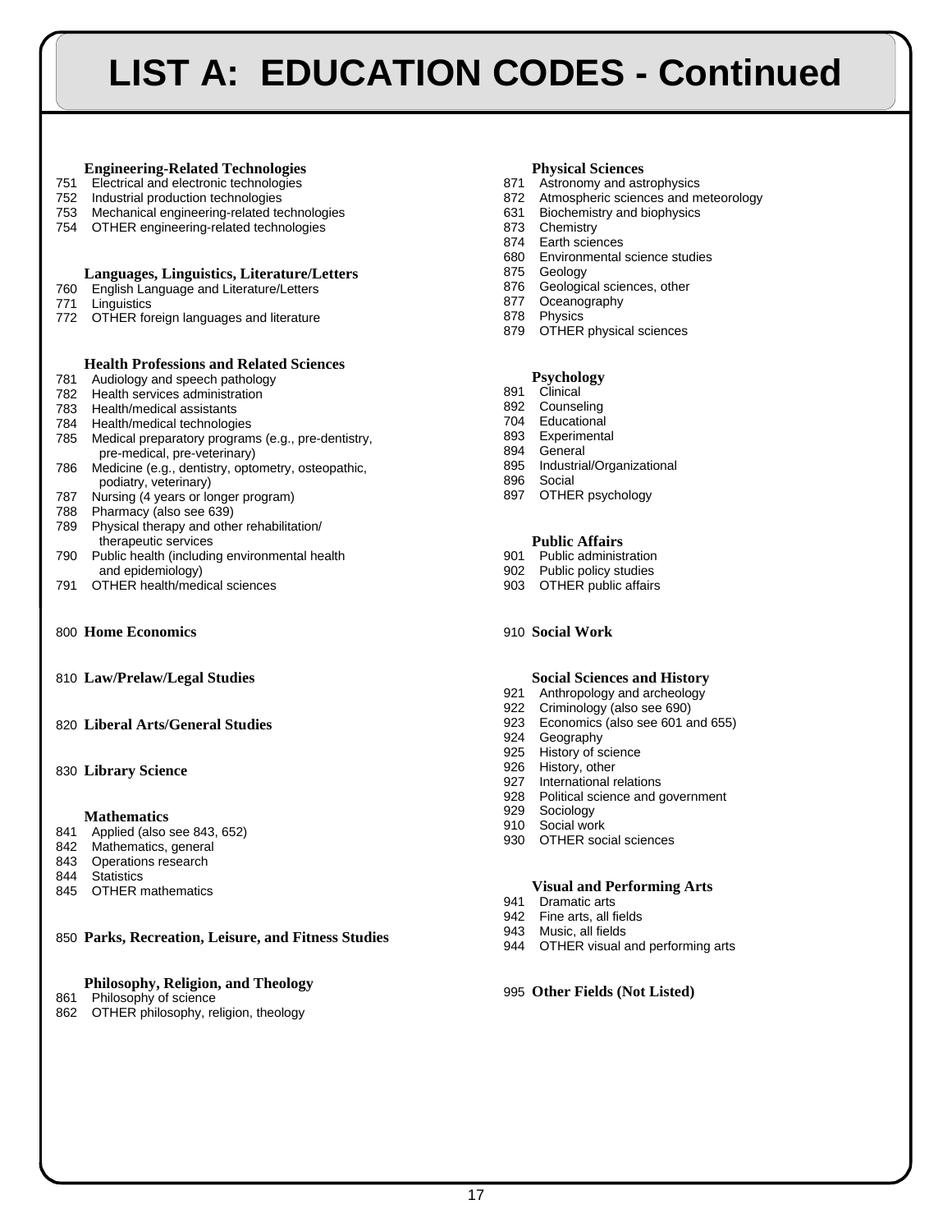# LIST A: EDUCATION CODES - Continued

**Engineering-Related Technologies**

751 Electrical and electronic technologies
752 Industrial production technologies
753 Mechanical engineering-related technologies
754 OTHER engineering-related technologies

**Languages, Linguistics, Literature/Letters**

760 English Language and Literature/Letters
771 Linguistics
772 OTHER foreign languages and literature

**Health Professions and Related Sciences**

781 Audiology and speech pathology
782 Health services administration
783 Health/medical assistants
784 Health/medical technologies
785 Medical preparatory programs (e.g., pre-dentistry, pre-medical, pre-veterinary)
786 Medicine (e.g., dentistry, optometry, osteopathic, podiatry, veterinary)
787 Nursing (4 years or longer program)
788 Pharmacy (also see 639)
789 Physical therapy and other rehabilitation/ therapeutic services
790 Public health (including environmental health and epidemiology)
791 OTHER health/medical sciences

800 **Home Economics**

810 **Law/Prelaw/Legal Studies**

820 **Liberal Arts/General Studies**

830 **Library Science**

**Mathematics**

841 Applied (also see 843, 652)
842 Mathematics, general
843 Operations research
844 Statistics
845 OTHER mathematics

850 **Parks, Recreation, Leisure, and Fitness Studies**

**Philosophy, Religion, and Theology**

861 Philosophy of science
862 OTHER philosophy, religion, theology

**Physical Sciences**

871 Astronomy and astrophysics
872 Atmospheric sciences and meteorology
631 Biochemistry and biophysics
873 Chemistry
874 Earth sciences
680 Environmental science studies
875 Geology
876 Geological sciences, other
877 Oceanography
878 Physics
879 OTHER physical sciences

**Psychology**

891 Clinical
892 Counseling
704 Educational
893 Experimental
894 General
895 Industrial/Organizational
896 Social
897 OTHER psychology

**Public Affairs**

901 Public administration
902 Public policy studies
903 OTHER public affairs

910 **Social Work**

**Social Sciences and History**

921 Anthropology and archeology
922 Criminology (also see 690)
923 Economics (also see 601 and 655)
924 Geography
925 History of science
926 History, other
927 International relations
928 Political science and government
929 Sociology
910 Social work
930 OTHER social sciences

**Visual and Performing Arts**

941 Dramatic arts
942 Fine arts, all fields
943 Music, all fields
944 OTHER visual and performing arts

995 **Other Fields (Not Listed)**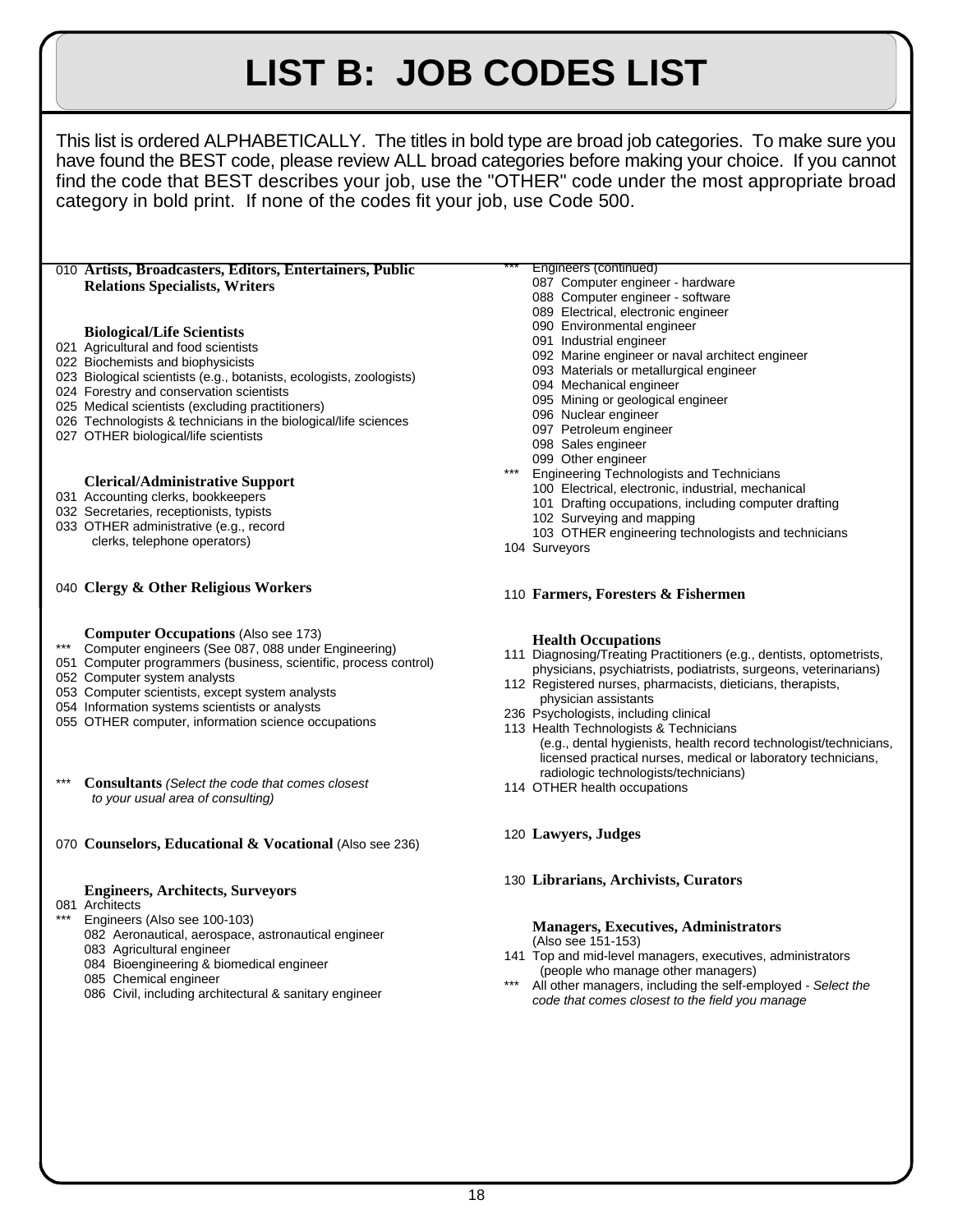# LIST B: JOB CODES LIST

This list is ordered ALPHABETICALLY. The titles in bold type are broad job categories. To make sure you have found the BEST code, please review ALL broad categories before making your choice. If you cannot find the code that BEST describes your job, use the "OTHER" code under the most appropriate broad category in bold print. If none of the codes fit your job, use Code 500.

010 **Artists, Broadcasters, Editors, Entertainers, Public Relations Specialists, Writers**

**Biological/Life Scientists**

021 Agricultural and food scientists
022 Biochemists and biophysicists
023 Biological scientists (e.g., botanists, ecologists, zoologists)
024 Forestry and conservation scientists
025 Medical scientists (excluding practitioners)
026 Technologists & technicians in the biological/life sciences
027 OTHER biological/life scientists

**Clerical/Administrative Support**

031 Accounting clerks, bookkeepers
032 Secretaries, receptionists, typists
033 OTHER administrative (e.g., record clerks, telephone operators)

040 **Clergy & Other Religious Workers**

**Computer Occupations** (Also see 173)

*** Computer engineers (See 087, 088 under Engineering)
051 Computer programmers (business, scientific, process control)
052 Computer system analysts
053 Computer scientists, except system analysts
054 Information systems scientists or analysts
055 OTHER computer, information science occupations

*** **Consultants** *(Select the code that comes closest to your usual area of consulting)*

070 **Counselors, Educational & Vocational** (Also see 236)

**Engineers, Architects, Surveyors**

081 Architects
*** Engineers (Also see 100-103)
- 082 Aeronautical, aerospace, astronautical engineer
- 083 Agricultural engineer
- 084 Bioengineering & biomedical engineer
- 085 Chemical engineer
- 086 Civil, including architectural & sanitary engineer

*** Engineers (continued)
- 087 Computer engineer - hardware
- 088 Computer engineer - software
- 089 Electrical, electronic engineer
- 090 Environmental engineer
- 091 Industrial engineer
- 092 Marine engineer or naval architect engineer
- 093 Materials or metallurgical engineer
- 094 Mechanical engineer
- 095 Mining or geological engineer
- 096 Nuclear engineer
- 097 Petroleum engineer
- 098 Sales engineer
- 099 Other engineer

*** Engineering Technologists and Technicians
- 100 Electrical, electronic, industrial, mechanical
- 101 Drafting occupations, including computer drafting
- 102 Surveying and mapping
- 103 OTHER engineering technologists and technicians

104 Surveyors

110 **Farmers, Foresters & Fishermen**

**Health Occupations**

111 Diagnosing/Treating Practitioners (e.g., dentists, optometrists, physicians, psychiatrists, podiatrists, surgeons, veterinarians)
112 Registered nurses, pharmacists, dieticians, therapists, physician assistants
236 Psychologists, including clinical
113 Health Technologists & Technicians (e.g., dental hygienists, health record technologist/technicians, licensed practical nurses, medical or laboratory technicians, radiologic technologists/technicians)
114 OTHER health occupations

120 **Lawyers, Judges**

130 **Librarians, Archivists, Curators**

**Managers, Executives, Administrators** (Also see 151-153)

141 Top and mid-level managers, executives, administrators (people who manage other managers)
*** All other managers, including the self-employed - *Select the code that comes closest to the field you manage*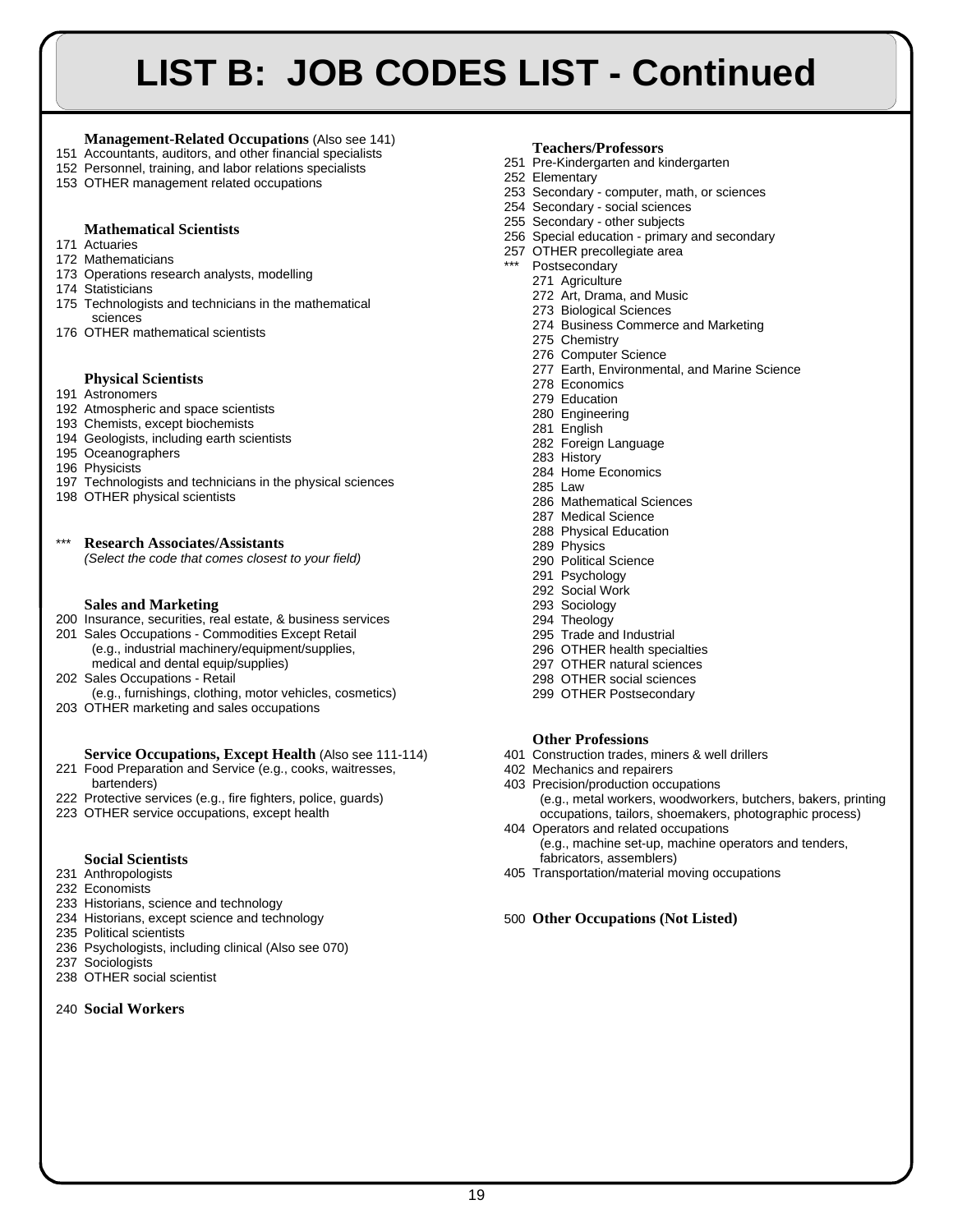# LIST B: JOB CODES LIST - Continued

**Management-Related Occupations** (Also see 141)

151 Accountants, auditors, and other financial specialists
152 Personnel, training, and labor relations specialists
153 OTHER management related occupations

**Mathematical Scientists**

171 Actuaries
172 Mathematicians
173 Operations research analysts, modelling
174 Statisticians
175 Technologists and technicians in the mathematical sciences
176 OTHER mathematical scientists

**Physical Scientists**

191 Astronomers
192 Atmospheric and space scientists
193 Chemists, except biochemists
194 Geologists, including earth scientists
195 Oceanographers
196 Physicists
197 Technologists and technicians in the physical sciences
198 OTHER physical scientists

*** **Research Associates/Assistants**
*(Select the code that comes closest to your field)*

**Sales and Marketing**

200 Insurance, securities, real estate, & business services
201 Sales Occupations - Commodities Except Retail (e.g., industrial machinery/equipment/supplies, medical and dental equip/supplies)
202 Sales Occupations - Retail (e.g., furnishings, clothing, motor vehicles, cosmetics)
203 OTHER marketing and sales occupations

**Service Occupations, Except Health** (Also see 111-114)

221 Food Preparation and Service (e.g., cooks, waitresses, bartenders)
222 Protective services (e.g., fire fighters, police, guards)
223 OTHER service occupations, except health

**Social Scientists**

231 Anthropologists
232 Economists
233 Historians, science and technology
234 Historians, except science and technology
235 Political scientists
236 Psychologists, including clinical (Also see 070)
237 Sociologists
238 OTHER social scientist

240 **Social Workers**

**Teachers/Professors**

251 Pre-Kindergarten and kindergarten
252 Elementary
253 Secondary - computer, math, or sciences
254 Secondary - social sciences
255 Secondary - other subjects
256 Special education - primary and secondary
257 OTHER precollegiate area
*** Postsecondary
- 271 Agriculture
- 272 Art, Drama, and Music
- 273 Biological Sciences
- 274 Business Commerce and Marketing
- 275 Chemistry
- 276 Computer Science
- 277 Earth, Environmental, and Marine Science
- 278 Economics
- 279 Education
- 280 Engineering
- 281 English
- 282 Foreign Language
- 283 History
- 284 Home Economics
- 285 Law
- 286 Mathematical Sciences
- 287 Medical Science
- 288 Physical Education
- 289 Physics
- 290 Political Science
- 291 Psychology
- 292 Social Work
- 293 Sociology
- 294 Theology
- 295 Trade and Industrial
- 296 OTHER health specialties
- 297 OTHER natural sciences
- 298 OTHER social sciences
- 299 OTHER Postsecondary

**Other Professions**

401 Construction trades, miners & well drillers
402 Mechanics and repairers
403 Precision/production occupations (e.g., metal workers, woodworkers, butchers, bakers, printing occupations, tailors, shoemakers, photographic process)
404 Operators and related occupations (e.g., machine set-up, machine operators and tenders, fabricators, assemblers)
405 Transportation/material moving occupations

500 **Other Occupations (Not Listed)**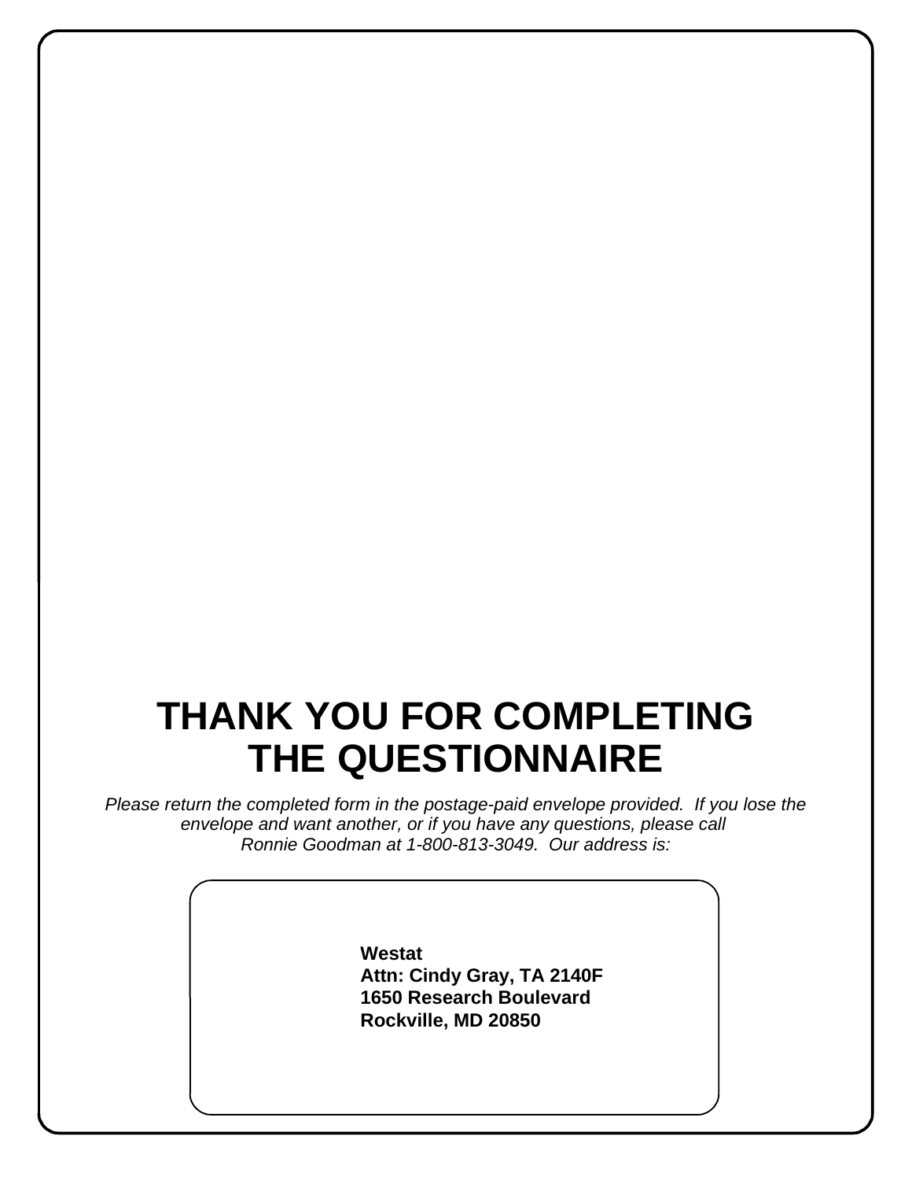# THANK YOU FOR COMPLETING THE QUESTIONNAIRE

*Please return the completed form in the postage-paid envelope provided. If you lose the envelope and want another, or if you have any questions, please call Ronnie Goodman at 1-800-813-3049. Our address is:*

**Westat**
**Attn: Cindy Gray, TA 2140F**
**1650 Research Boulevard**
**Rockville, MD 20850**